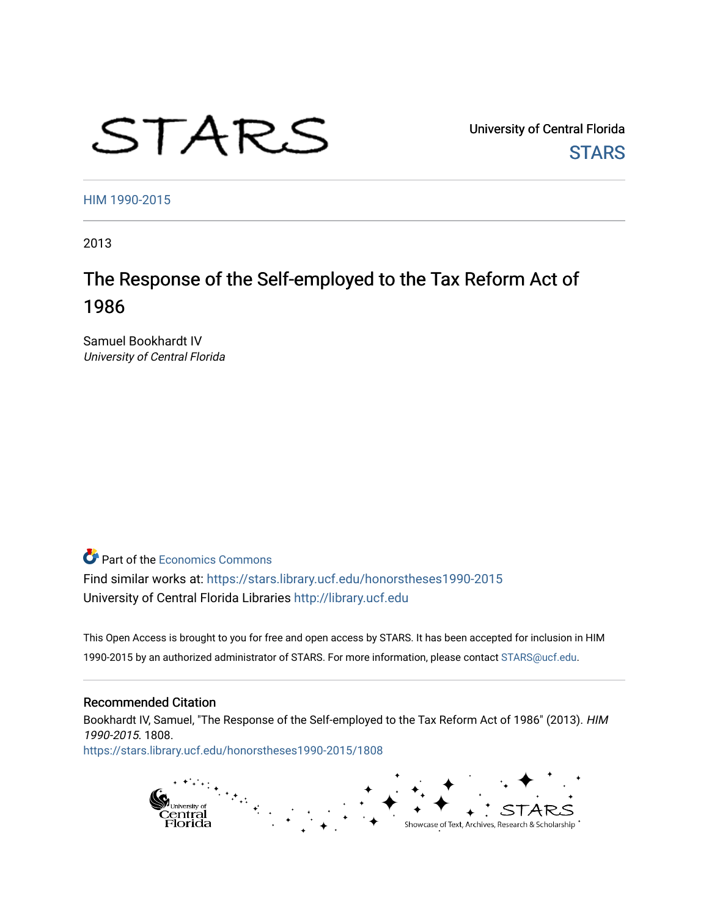STARS

University of Central Florida

STARS

HIM 1990-2015

2013

# The Response of the Self-employed to the Tax Reform Act of 1986

Samuel Bookhardt IV

*University of Central Florida*

Part of the Economics Commons

Find similar works at: https://stars.library.ucf.edu/honorstheses1990-2015

University of Central Florida Libraries http://library.ucf.edu

This Open Access is brought to you for free and open access by STARS. It has been accepted for inclusion in HIM 1990-2015 by an authorized administrator of STARS. For more information, please contact STARS@ucf.edu.

## Recommended Citation

Bookhardt IV, Samuel, "The Response of the Self-employed to the Tax Reform Act of 1986" (2013). *HIM 1990-2015*. 1808.

https://stars.library.ucf.edu/honorstheses1990-2015/1808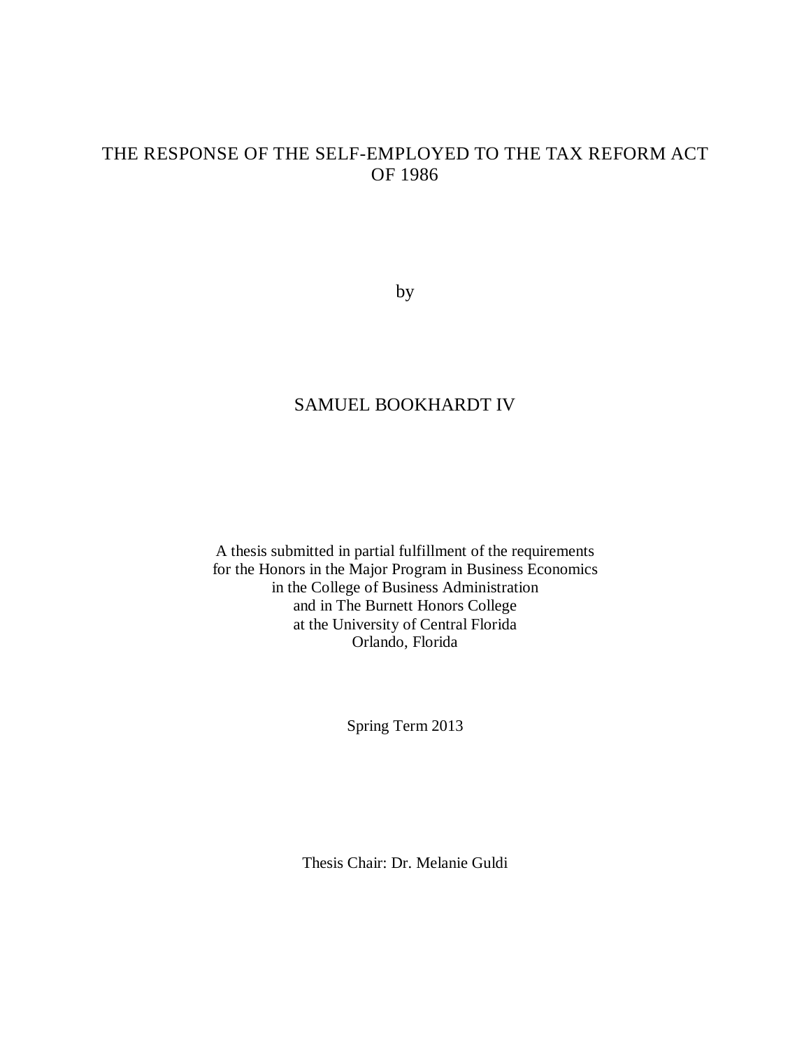# THE RESPONSE OF THE SELF-EMPLOYED TO THE TAX REFORM ACT OF 1986

by

SAMUEL BOOKHARDT IV

A thesis submitted in partial fulfillment of the requirements
for the Honors in the Major Program in Business Economics
in the College of Business Administration
and in The Burnett Honors College
at the University of Central Florida
Orlando, Florida

Spring Term 2013

Thesis Chair: Dr. Melanie Guldi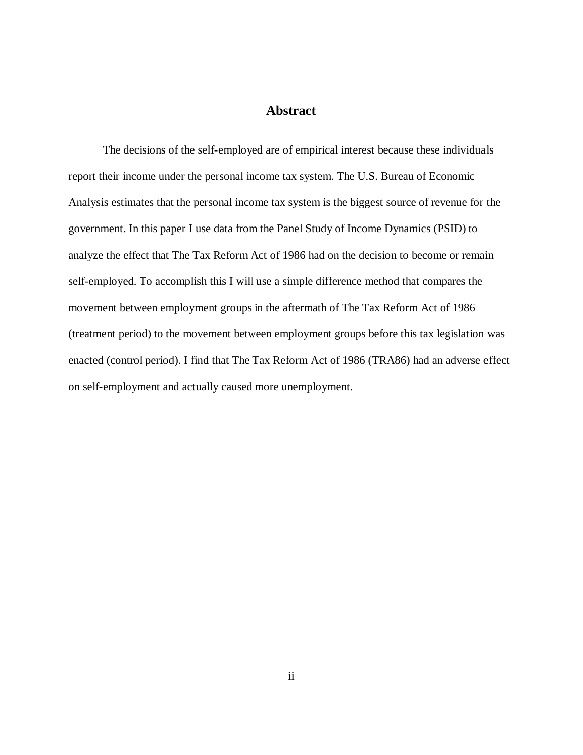## Abstract

The decisions of the self-employed are of empirical interest because these individuals report their income under the personal income tax system. The U.S. Bureau of Economic Analysis estimates that the personal income tax system is the biggest source of revenue for the government. In this paper I use data from the Panel Study of Income Dynamics (PSID) to analyze the effect that The Tax Reform Act of 1986 had on the decision to become or remain self-employed. To accomplish this I will use a simple difference method that compares the movement between employment groups in the aftermath of The Tax Reform Act of 1986 (treatment period) to the movement between employment groups before this tax legislation was enacted (control period). I find that The Tax Reform Act of 1986 (TRA86) had an adverse effect on self-employment and actually caused more unemployment.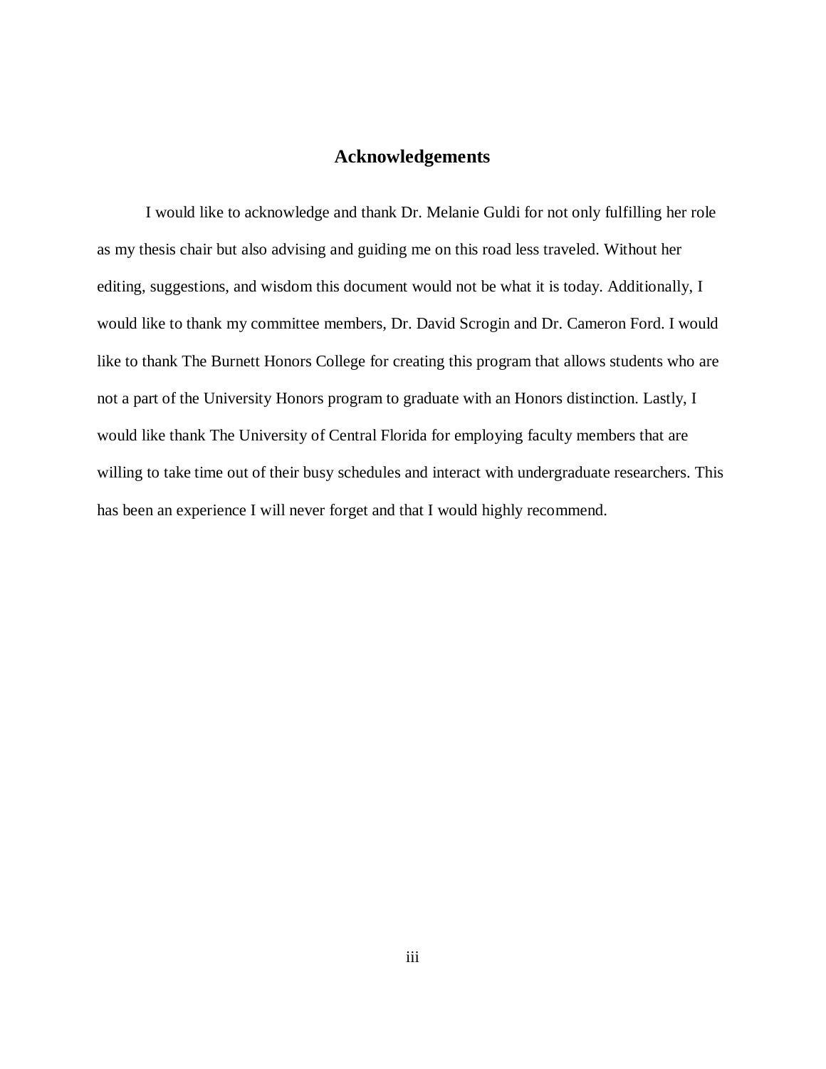# Acknowledgements

I would like to acknowledge and thank Dr. Melanie Guldi for not only fulfilling her role as my thesis chair but also advising and guiding me on this road less traveled. Without her editing, suggestions, and wisdom this document would not be what it is today. Additionally, I would like to thank my committee members, Dr. David Scrogin and Dr. Cameron Ford. I would like to thank The Burnett Honors College for creating this program that allows students who are not a part of the University Honors program to graduate with an Honors distinction. Lastly, I would like thank The University of Central Florida for employing faculty members that are willing to take time out of their busy schedules and interact with undergraduate researchers. This has been an experience I will never forget and that I would highly recommend.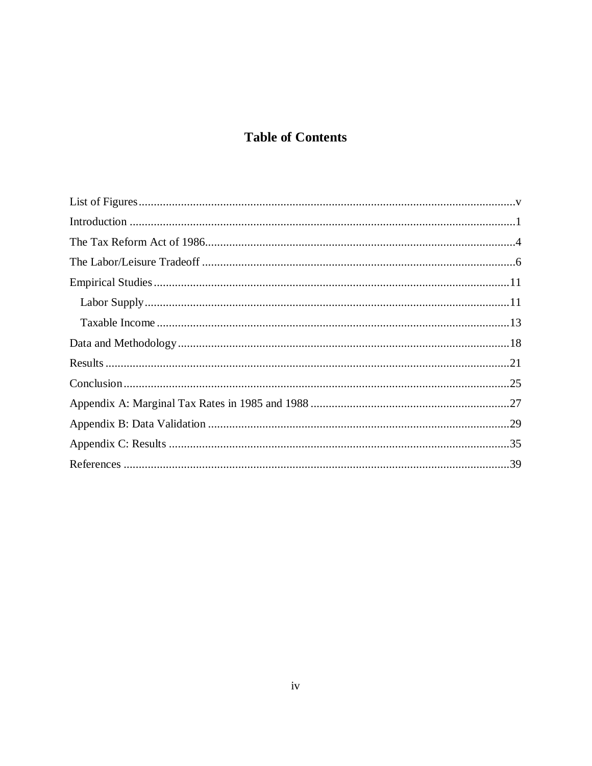# Table of Contents

List of Figures....................v

Introduction....................1

The Tax Reform Act of 1986....................4

The Labor/Leisure Tradeoff....................6

Empirical Studies....................11

  Labor Supply....................11

  Taxable Income....................13

Data and Methodology....................18

Results....................21

Conclusion....................25

Appendix A: Marginal Tax Rates in 1985 and 1988....................27

Appendix B: Data Validation....................29

Appendix C: Results....................35

References....................39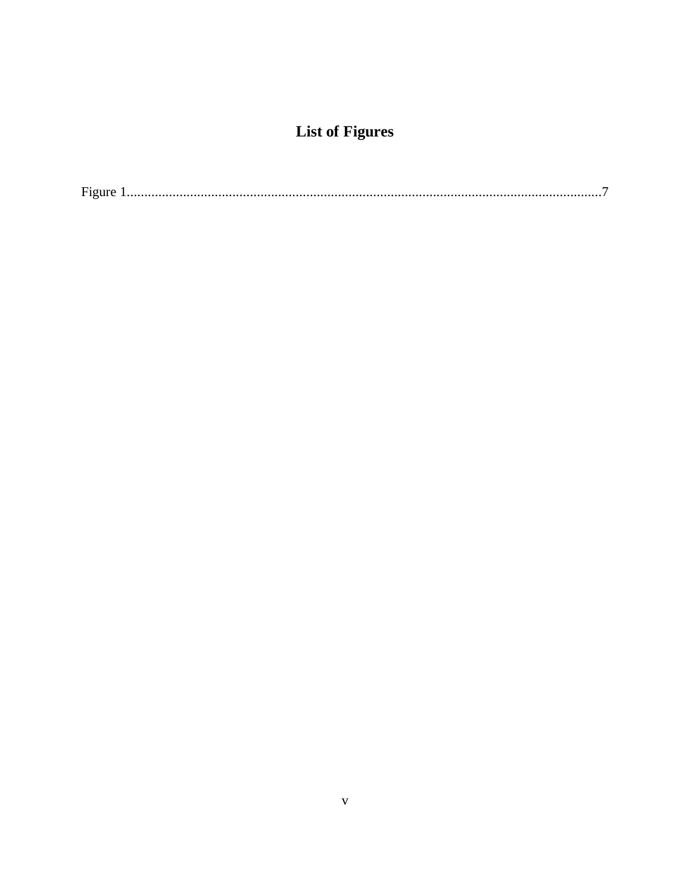# List of Figures

Figure 1........................................................................................................................................7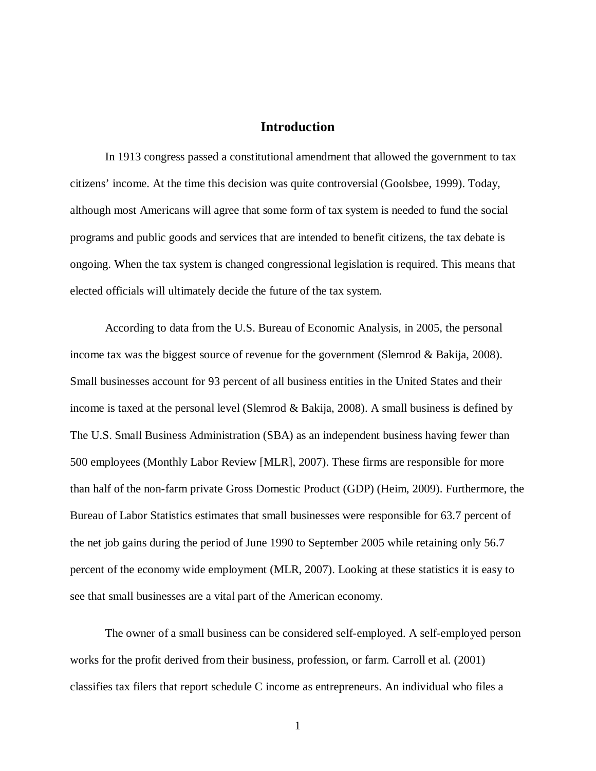# Introduction

In 1913 congress passed a constitutional amendment that allowed the government to tax citizens' income. At the time this decision was quite controversial (Goolsbee, 1999). Today, although most Americans will agree that some form of tax system is needed to fund the social programs and public goods and services that are intended to benefit citizens, the tax debate is ongoing. When the tax system is changed congressional legislation is required. This means that elected officials will ultimately decide the future of the tax system.

According to data from the U.S. Bureau of Economic Analysis, in 2005, the personal income tax was the biggest source of revenue for the government (Slemrod & Bakija, 2008). Small businesses account for 93 percent of all business entities in the United States and their income is taxed at the personal level (Slemrod & Bakija, 2008). A small business is defined by The U.S. Small Business Administration (SBA) as an independent business having fewer than 500 employees (Monthly Labor Review [MLR], 2007). These firms are responsible for more than half of the non-farm private Gross Domestic Product (GDP) (Heim, 2009). Furthermore, the Bureau of Labor Statistics estimates that small businesses were responsible for 63.7 percent of the net job gains during the period of June 1990 to September 2005 while retaining only 56.7 percent of the economy wide employment (MLR, 2007). Looking at these statistics it is easy to see that small businesses are a vital part of the American economy.

The owner of a small business can be considered self-employed. A self-employed person works for the profit derived from their business, profession, or farm. Carroll et al. (2001) classifies tax filers that report schedule C income as entrepreneurs. An individual who files a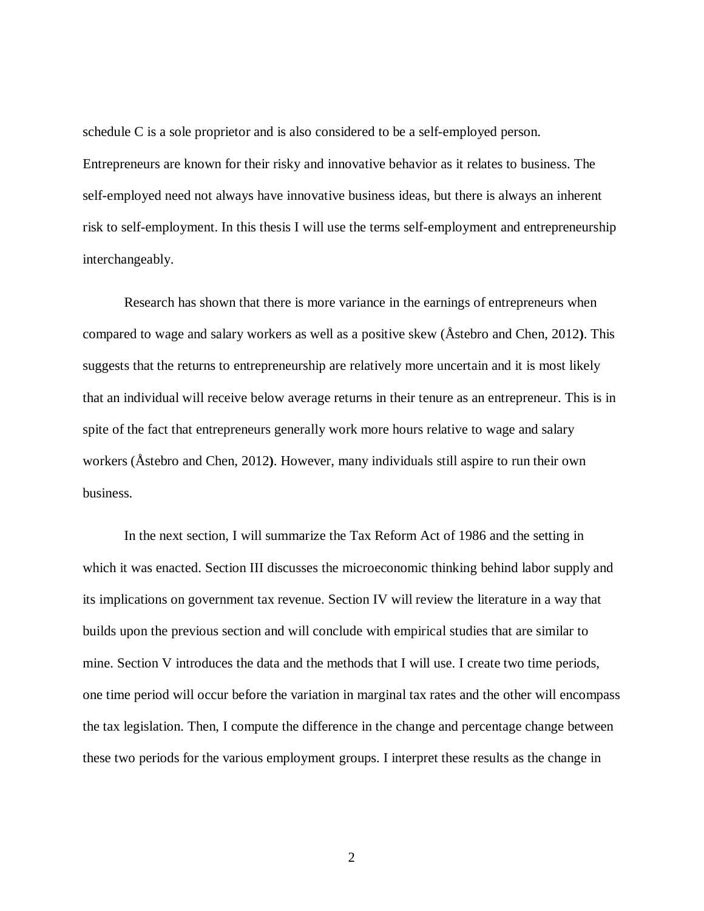schedule C is a sole proprietor and is also considered to be a self-employed person. Entrepreneurs are known for their risky and innovative behavior as it relates to business. The self-employed need not always have innovative business ideas, but there is always an inherent risk to self-employment. In this thesis I will use the terms self-employment and entrepreneurship interchangeably.

Research has shown that there is more variance in the earnings of entrepreneurs when compared to wage and salary workers as well as a positive skew (Åstebro and Chen, 2012**)**. This suggests that the returns to entrepreneurship are relatively more uncertain and it is most likely that an individual will receive below average returns in their tenure as an entrepreneur. This is in spite of the fact that entrepreneurs generally work more hours relative to wage and salary workers (Åstebro and Chen, 2012**)**. However, many individuals still aspire to run their own business.

In the next section, I will summarize the Tax Reform Act of 1986 and the setting in which it was enacted. Section III discusses the microeconomic thinking behind labor supply and its implications on government tax revenue. Section IV will review the literature in a way that builds upon the previous section and will conclude with empirical studies that are similar to mine. Section V introduces the data and the methods that I will use. I create two time periods, one time period will occur before the variation in marginal tax rates and the other will encompass the tax legislation. Then, I compute the difference in the change and percentage change between these two periods for the various employment groups. I interpret these results as the change in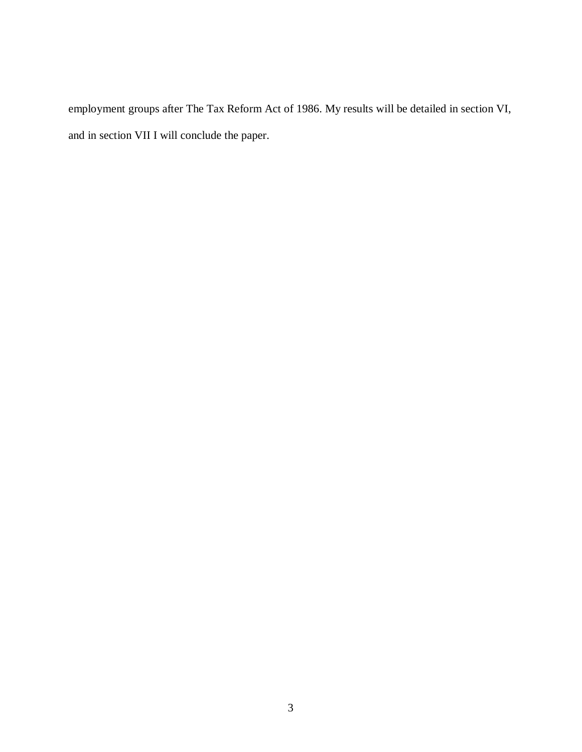employment groups after The Tax Reform Act of 1986. My results will be detailed in section VI, and in section VII I will conclude the paper.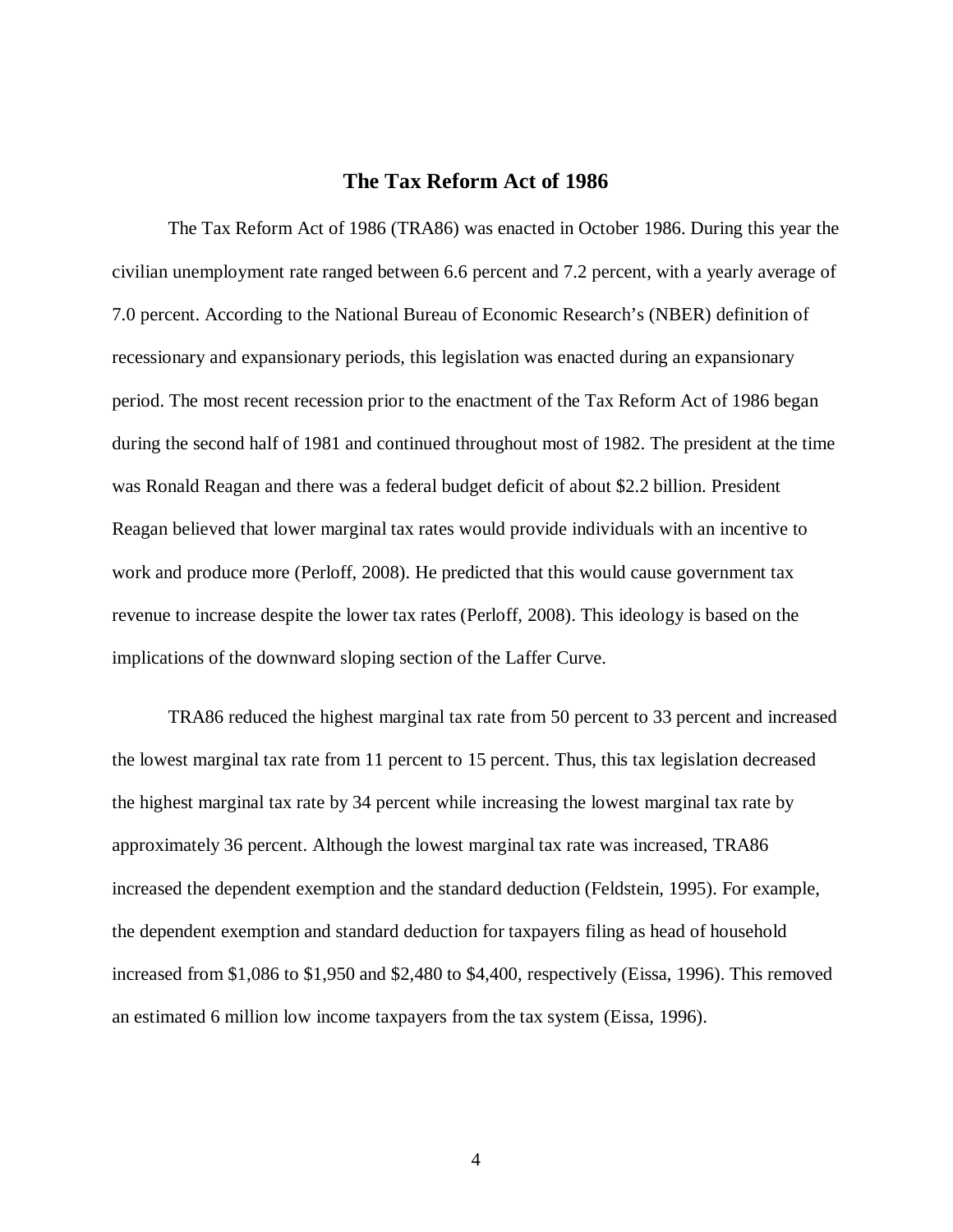## The Tax Reform Act of 1986

The Tax Reform Act of 1986 (TRA86) was enacted in October 1986. During this year the civilian unemployment rate ranged between 6.6 percent and 7.2 percent, with a yearly average of 7.0 percent. According to the National Bureau of Economic Research's (NBER) definition of recessionary and expansionary periods, this legislation was enacted during an expansionary period. The most recent recession prior to the enactment of the Tax Reform Act of 1986 began during the second half of 1981 and continued throughout most of 1982. The president at the time was Ronald Reagan and there was a federal budget deficit of about $2.2 billion. President Reagan believed that lower marginal tax rates would provide individuals with an incentive to work and produce more (Perloff, 2008). He predicted that this would cause government tax revenue to increase despite the lower tax rates (Perloff, 2008). This ideology is based on the implications of the downward sloping section of the Laffer Curve.

TRA86 reduced the highest marginal tax rate from 50 percent to 33 percent and increased the lowest marginal tax rate from 11 percent to 15 percent. Thus, this tax legislation decreased the highest marginal tax rate by 34 percent while increasing the lowest marginal tax rate by approximately 36 percent. Although the lowest marginal tax rate was increased, TRA86 increased the dependent exemption and the standard deduction (Feldstein, 1995). For example, the dependent exemption and standard deduction for taxpayers filing as head of household increased from $1,086 to $1,950 and $2,480 to $4,400, respectively (Eissa, 1996). This removed an estimated 6 million low income taxpayers from the tax system (Eissa, 1996).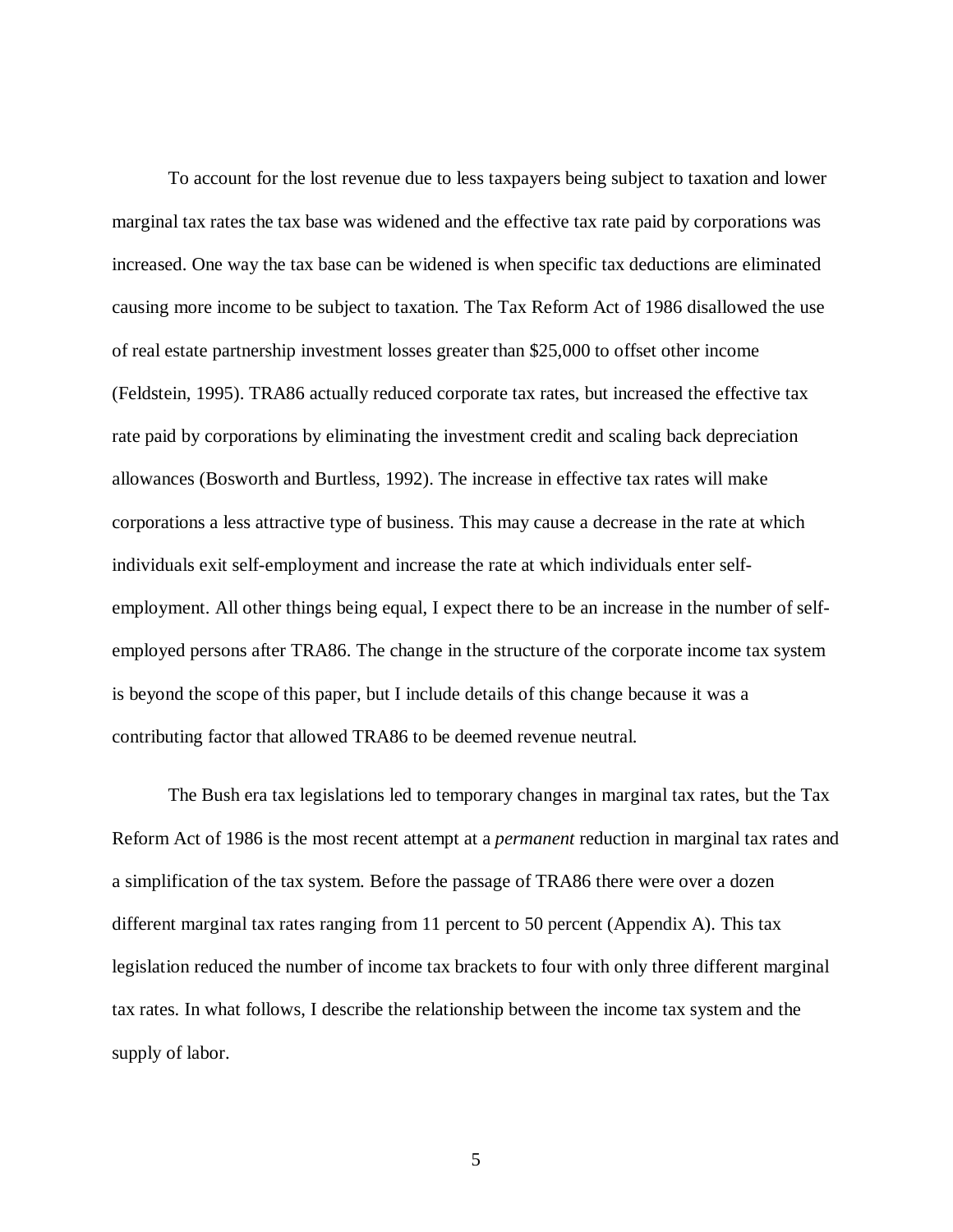To account for the lost revenue due to less taxpayers being subject to taxation and lower marginal tax rates the tax base was widened and the effective tax rate paid by corporations was increased. One way the tax base can be widened is when specific tax deductions are eliminated causing more income to be subject to taxation. The Tax Reform Act of 1986 disallowed the use of real estate partnership investment losses greater than $25,000 to offset other income (Feldstein, 1995). TRA86 actually reduced corporate tax rates, but increased the effective tax rate paid by corporations by eliminating the investment credit and scaling back depreciation allowances (Bosworth and Burtless, 1992). The increase in effective tax rates will make corporations a less attractive type of business. This may cause a decrease in the rate at which individuals exit self-employment and increase the rate at which individuals enter self-employment. All other things being equal, I expect there to be an increase in the number of self-employed persons after TRA86. The change in the structure of the corporate income tax system is beyond the scope of this paper, but I include details of this change because it was a contributing factor that allowed TRA86 to be deemed revenue neutral.

The Bush era tax legislations led to temporary changes in marginal tax rates, but the Tax Reform Act of 1986 is the most recent attempt at a *permanent* reduction in marginal tax rates and a simplification of the tax system. Before the passage of TRA86 there were over a dozen different marginal tax rates ranging from 11 percent to 50 percent (Appendix A). This tax legislation reduced the number of income tax brackets to four with only three different marginal tax rates. In what follows, I describe the relationship between the income tax system and the supply of labor.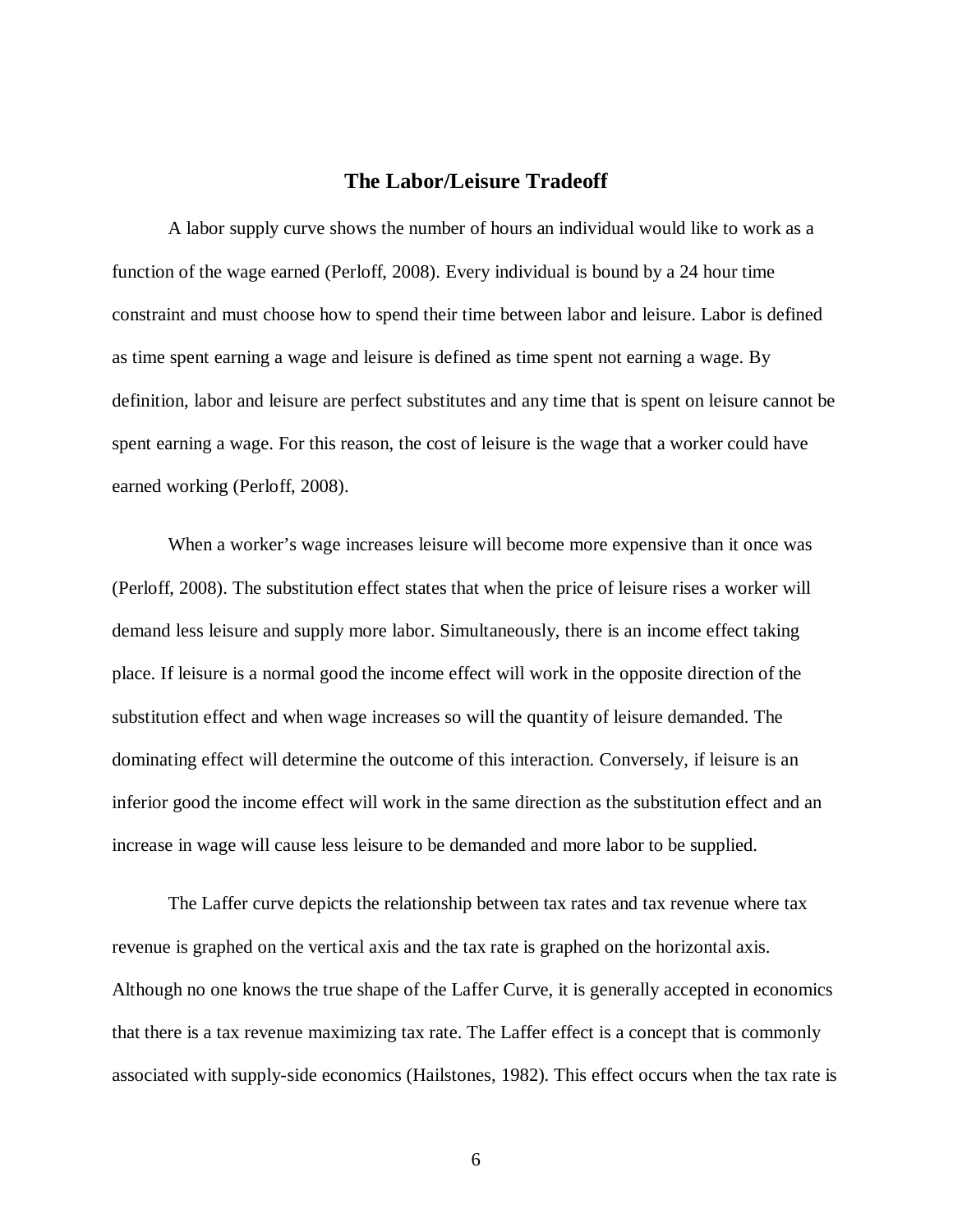## The Labor/Leisure Tradeoff

A labor supply curve shows the number of hours an individual would like to work as a function of the wage earned (Perloff, 2008). Every individual is bound by a 24 hour time constraint and must choose how to spend their time between labor and leisure. Labor is defined as time spent earning a wage and leisure is defined as time spent not earning a wage. By definition, labor and leisure are perfect substitutes and any time that is spent on leisure cannot be spent earning a wage. For this reason, the cost of leisure is the wage that a worker could have earned working (Perloff, 2008).

When a worker's wage increases leisure will become more expensive than it once was (Perloff, 2008). The substitution effect states that when the price of leisure rises a worker will demand less leisure and supply more labor. Simultaneously, there is an income effect taking place. If leisure is a normal good the income effect will work in the opposite direction of the substitution effect and when wage increases so will the quantity of leisure demanded. The dominating effect will determine the outcome of this interaction. Conversely, if leisure is an inferior good the income effect will work in the same direction as the substitution effect and an increase in wage will cause less leisure to be demanded and more labor to be supplied.

The Laffer curve depicts the relationship between tax rates and tax revenue where tax revenue is graphed on the vertical axis and the tax rate is graphed on the horizontal axis. Although no one knows the true shape of the Laffer Curve, it is generally accepted in economics that there is a tax revenue maximizing tax rate. The Laffer effect is a concept that is commonly associated with supply-side economics (Hailstones, 1982). This effect occurs when the tax rate is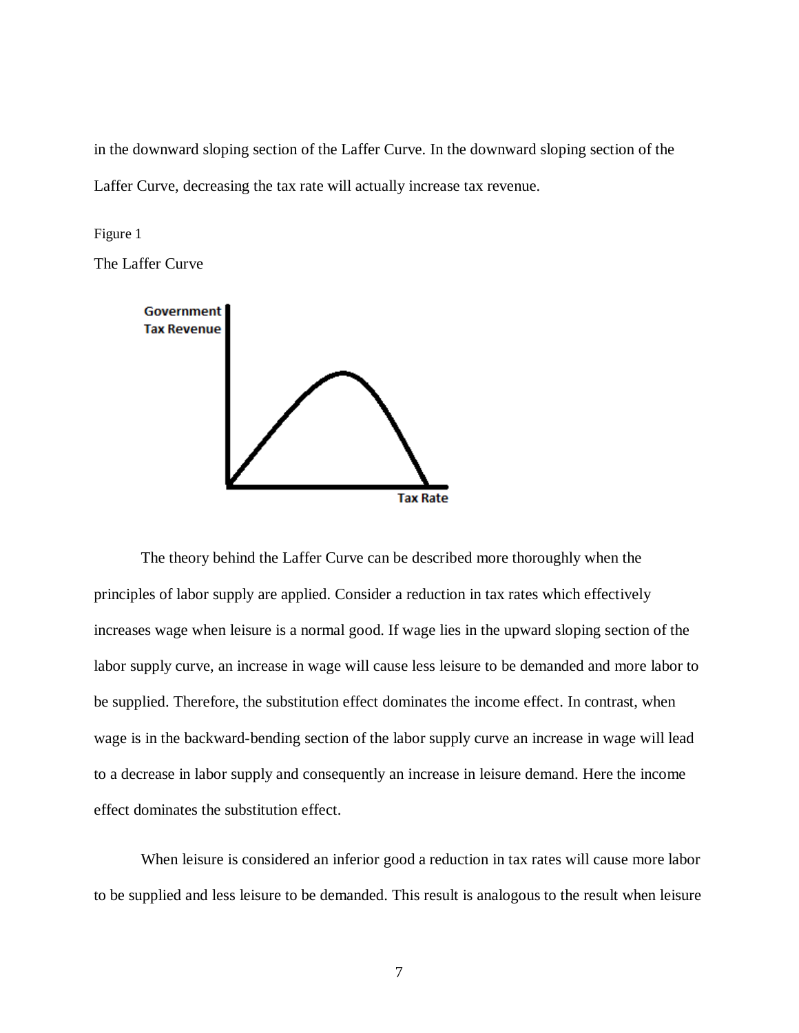in the downward sloping section of the Laffer Curve. In the downward sloping section of the Laffer Curve, decreasing the tax rate will actually increase tax revenue.

Figure 1

The Laffer Curve

The theory behind the Laffer Curve can be described more thoroughly when the principles of labor supply are applied. Consider a reduction in tax rates which effectively increases wage when leisure is a normal good. If wage lies in the upward sloping section of the labor supply curve, an increase in wage will cause less leisure to be demanded and more labor to be supplied. Therefore, the substitution effect dominates the income effect. In contrast, when wage is in the backward-bending section of the labor supply curve an increase in wage will lead to a decrease in labor supply and consequently an increase in leisure demand. Here the income effect dominates the substitution effect.

When leisure is considered an inferior good a reduction in tax rates will cause more labor to be supplied and less leisure to be demanded. This result is analogous to the result when leisure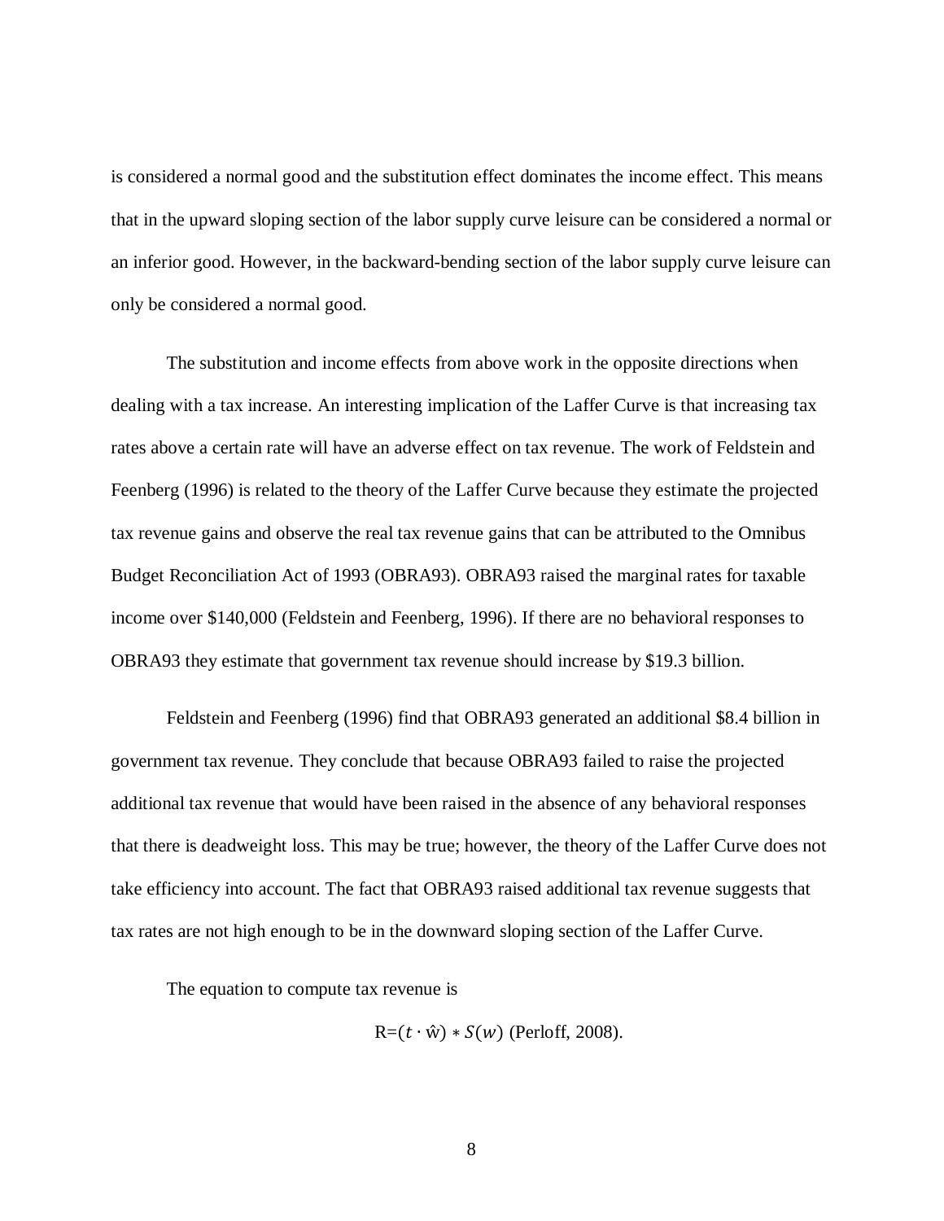is considered a normal good and the substitution effect dominates the income effect. This means that in the upward sloping section of the labor supply curve leisure can be considered a normal or an inferior good. However, in the backward-bending section of the labor supply curve leisure can only be considered a normal good.

The substitution and income effects from above work in the opposite directions when dealing with a tax increase. An interesting implication of the Laffer Curve is that increasing tax rates above a certain rate will have an adverse effect on tax revenue. The work of Feldstein and Feenberg (1996) is related to the theory of the Laffer Curve because they estimate the projected tax revenue gains and observe the real tax revenue gains that can be attributed to the Omnibus Budget Reconciliation Act of 1993 (OBRA93). OBRA93 raised the marginal rates for taxable income over $140,000 (Feldstein and Feenberg, 1996). If there are no behavioral responses to OBRA93 they estimate that government tax revenue should increase by $19.3 billion.

Feldstein and Feenberg (1996) find that OBRA93 generated an additional $8.4 billion in government tax revenue. They conclude that because OBRA93 failed to raise the projected additional tax revenue that would have been raised in the absence of any behavioral responses that there is deadweight loss. This may be true; however, the theory of the Laffer Curve does not take efficiency into account. The fact that OBRA93 raised additional tax revenue suggests that tax rates are not high enough to be in the downward sloping section of the Laffer Curve.

The equation to compute tax revenue is

$$R=(t \cdot \hat{w}) * S(w) \text{ (Perloff, 2008).}$$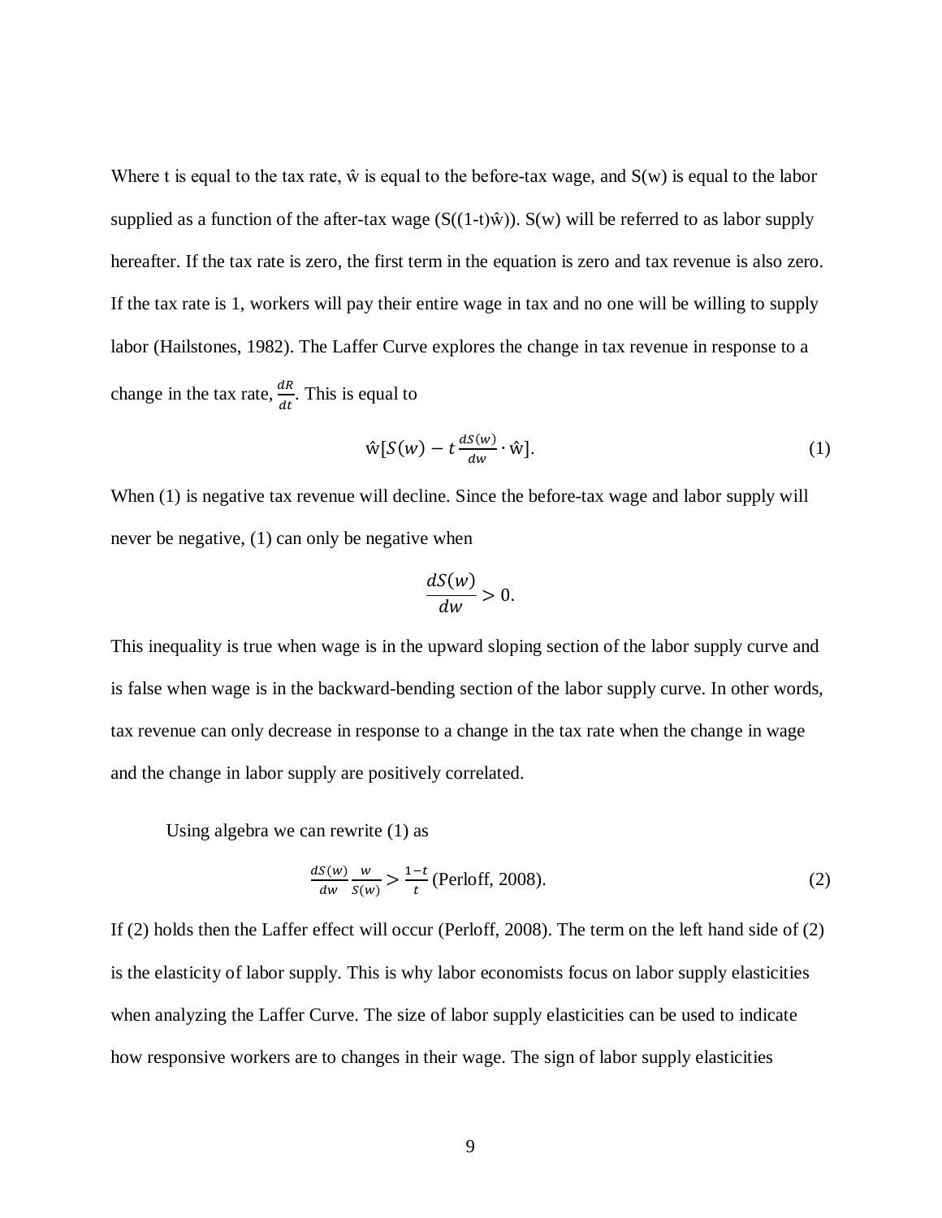Where t is equal to the tax rate, ŵ is equal to the before-tax wage, and S(w) is equal to the labor supplied as a function of the after-tax wage (S((1-t)ŵ)). S(w) will be referred to as labor supply hereafter. If the tax rate is zero, the first term in the equation is zero and tax revenue is also zero. If the tax rate is 1, workers will pay their entire wage in tax and no one will be willing to supply labor (Hailstones, 1982). The Laffer Curve explores the change in tax revenue in response to a change in the tax rate, $\frac{dR}{dt}$. This is equal to

$$\hat{w}\left[S(w) - t\frac{dS(w)}{dw} \cdot \hat{w}\right]. \tag{1}$$

When (1) is negative tax revenue will decline. Since the before-tax wage and labor supply will never be negative, (1) can only be negative when

$$\frac{dS(w)}{dw} > 0.$$

This inequality is true when wage is in the upward sloping section of the labor supply curve and is false when wage is in the backward-bending section of the labor supply curve. In other words, tax revenue can only decrease in response to a change in the tax rate when the change in wage and the change in labor supply are positively correlated.

Using algebra we can rewrite (1) as

$$\frac{dS(w)}{dw}\frac{w}{S(w)} > \frac{1-t}{t} \text{ (Perloff, 2008).} \tag{2}$$

If (2) holds then the Laffer effect will occur (Perloff, 2008). The term on the left hand side of (2) is the elasticity of labor supply. This is why labor economists focus on labor supply elasticities when analyzing the Laffer Curve. The size of labor supply elasticities can be used to indicate how responsive workers are to changes in their wage. The sign of labor supply elasticities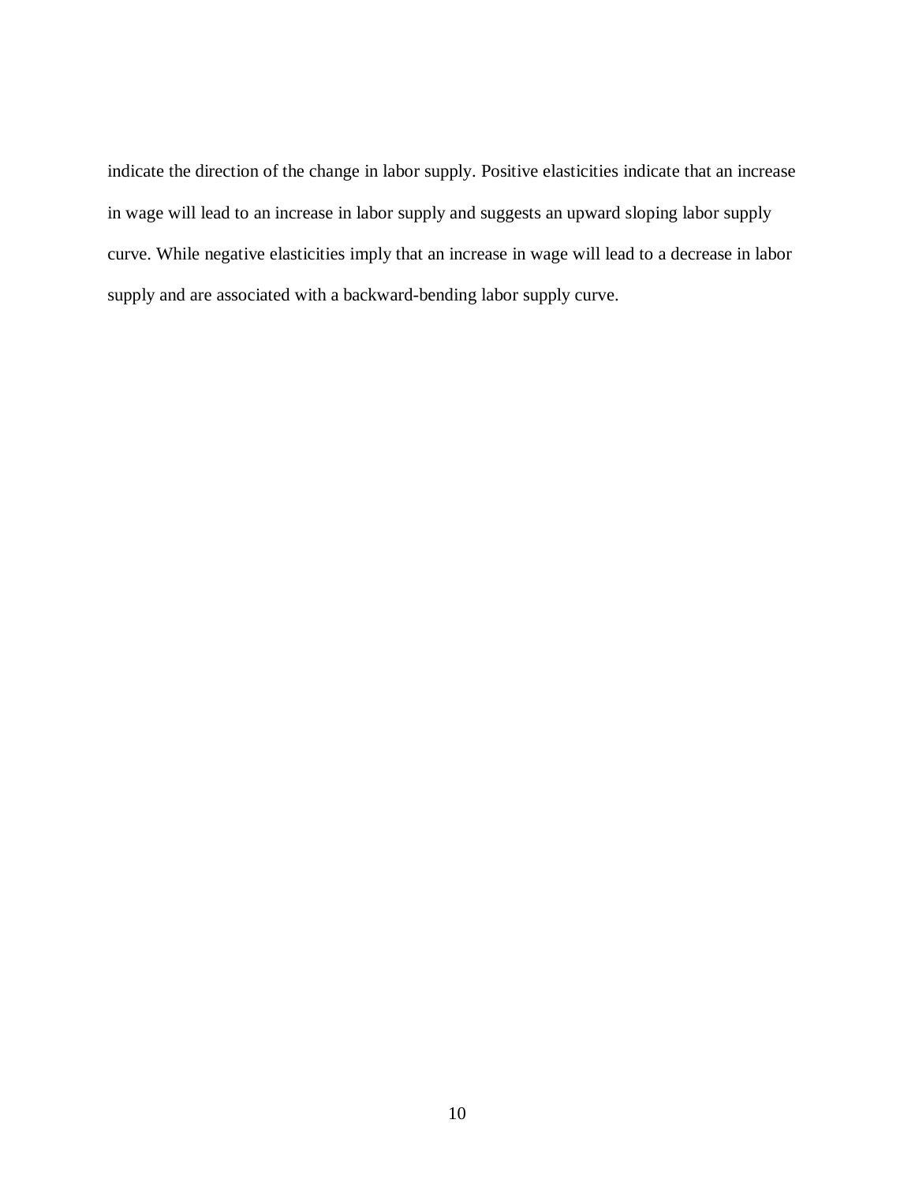indicate the direction of the change in labor supply. Positive elasticities indicate that an increase in wage will lead to an increase in labor supply and suggests an upward sloping labor supply curve. While negative elasticities imply that an increase in wage will lead to a decrease in labor supply and are associated with a backward-bending labor supply curve.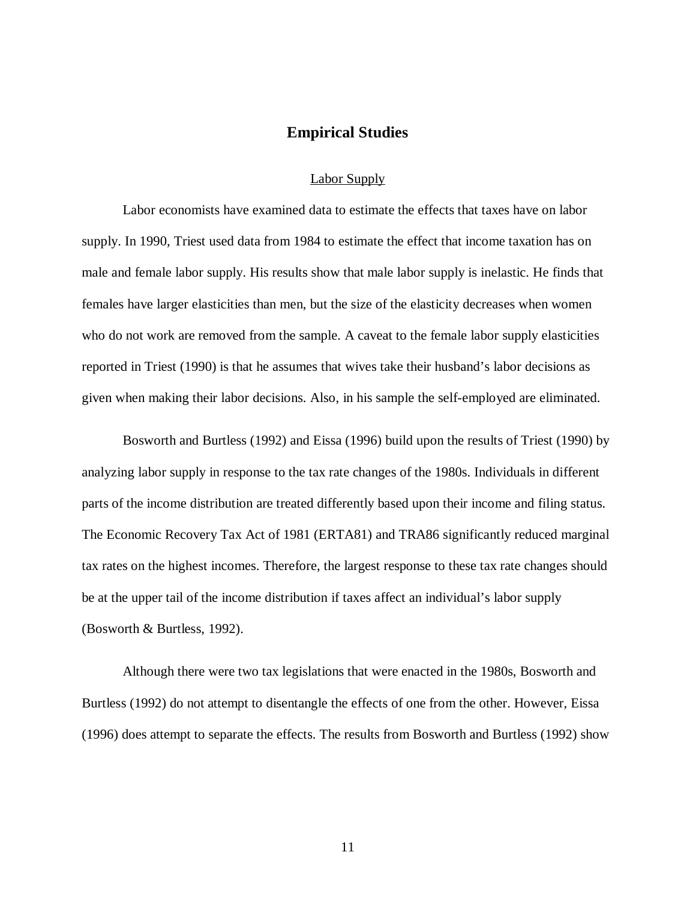## Empirical Studies

### Labor Supply

Labor economists have examined data to estimate the effects that taxes have on labor supply. In 1990, Triest used data from 1984 to estimate the effect that income taxation has on male and female labor supply. His results show that male labor supply is inelastic. He finds that females have larger elasticities than men, but the size of the elasticity decreases when women who do not work are removed from the sample. A caveat to the female labor supply elasticities reported in Triest (1990) is that he assumes that wives take their husband's labor decisions as given when making their labor decisions. Also, in his sample the self-employed are eliminated.

Bosworth and Burtless (1992) and Eissa (1996) build upon the results of Triest (1990) by analyzing labor supply in response to the tax rate changes of the 1980s. Individuals in different parts of the income distribution are treated differently based upon their income and filing status. The Economic Recovery Tax Act of 1981 (ERTA81) and TRA86 significantly reduced marginal tax rates on the highest incomes. Therefore, the largest response to these tax rate changes should be at the upper tail of the income distribution if taxes affect an individual's labor supply (Bosworth & Burtless, 1992).

Although there were two tax legislations that were enacted in the 1980s, Bosworth and Burtless (1992) do not attempt to disentangle the effects of one from the other. However, Eissa (1996) does attempt to separate the effects. The results from Bosworth and Burtless (1992) show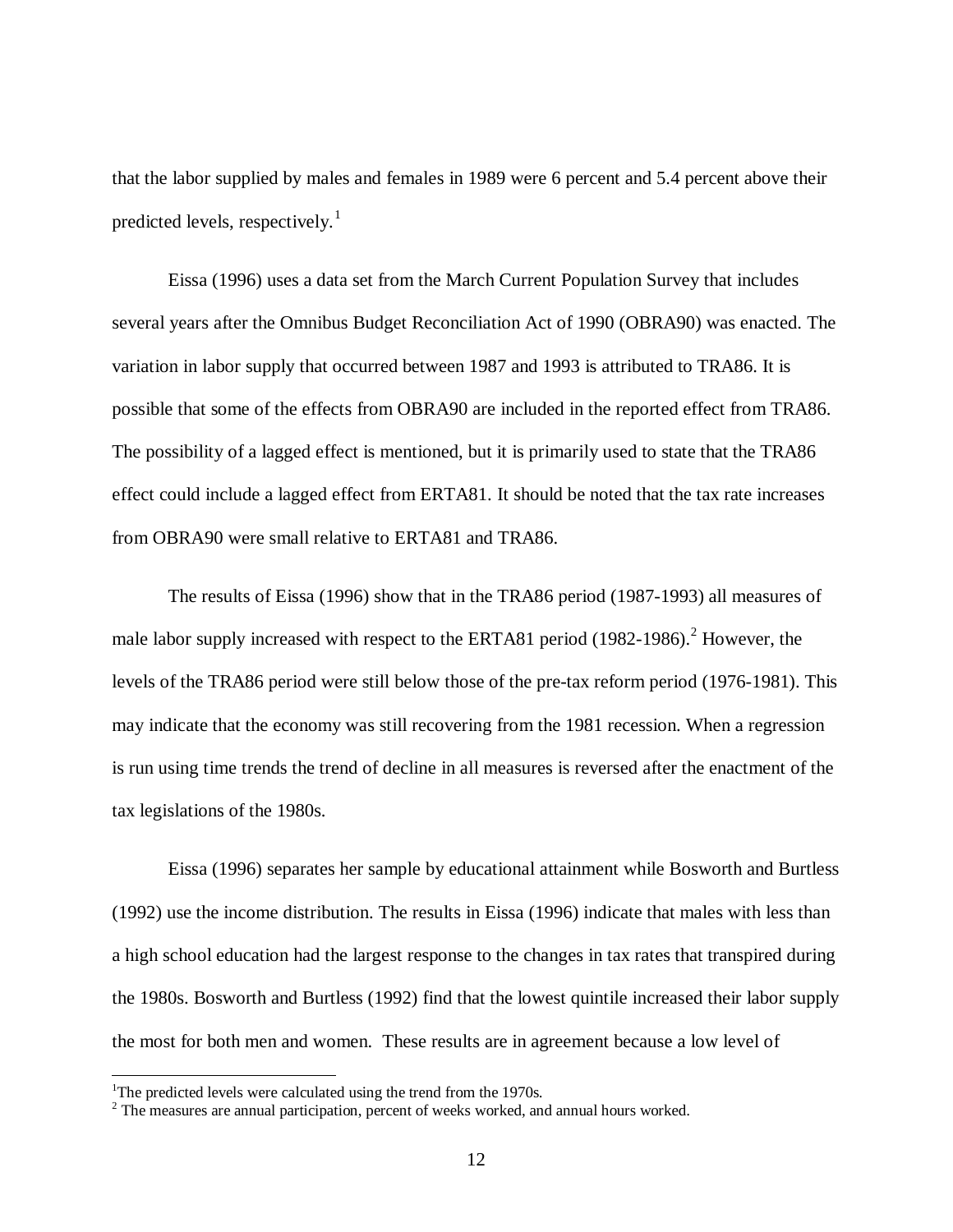that the labor supplied by males and females in 1989 were 6 percent and 5.4 percent above their predicted levels, respectively.[1]

Eissa (1996) uses a data set from the March Current Population Survey that includes several years after the Omnibus Budget Reconciliation Act of 1990 (OBRA90) was enacted. The variation in labor supply that occurred between 1987 and 1993 is attributed to TRA86. It is possible that some of the effects from OBRA90 are included in the reported effect from TRA86. The possibility of a lagged effect is mentioned, but it is primarily used to state that the TRA86 effect could include a lagged effect from ERTA81. It should be noted that the tax rate increases from OBRA90 were small relative to ERTA81 and TRA86.

The results of Eissa (1996) show that in the TRA86 period (1987-1993) all measures of male labor supply increased with respect to the ERTA81 period (1982-1986).[2] However, the levels of the TRA86 period were still below those of the pre-tax reform period (1976-1981). This may indicate that the economy was still recovering from the 1981 recession. When a regression is run using time trends the trend of decline in all measures is reversed after the enactment of the tax legislations of the 1980s.

Eissa (1996) separates her sample by educational attainment while Bosworth and Burtless (1992) use the income distribution. The results in Eissa (1996) indicate that males with less than a high school education had the largest response to the changes in tax rates that transpired during the 1980s. Bosworth and Burtless (1992) find that the lowest quintile increased their labor supply the most for both men and women. These results are in agreement because a low level of

---

[1] The predicted levels were calculated using the trend from the 1970s.

[2] The measures are annual participation, percent of weeks worked, and annual hours worked.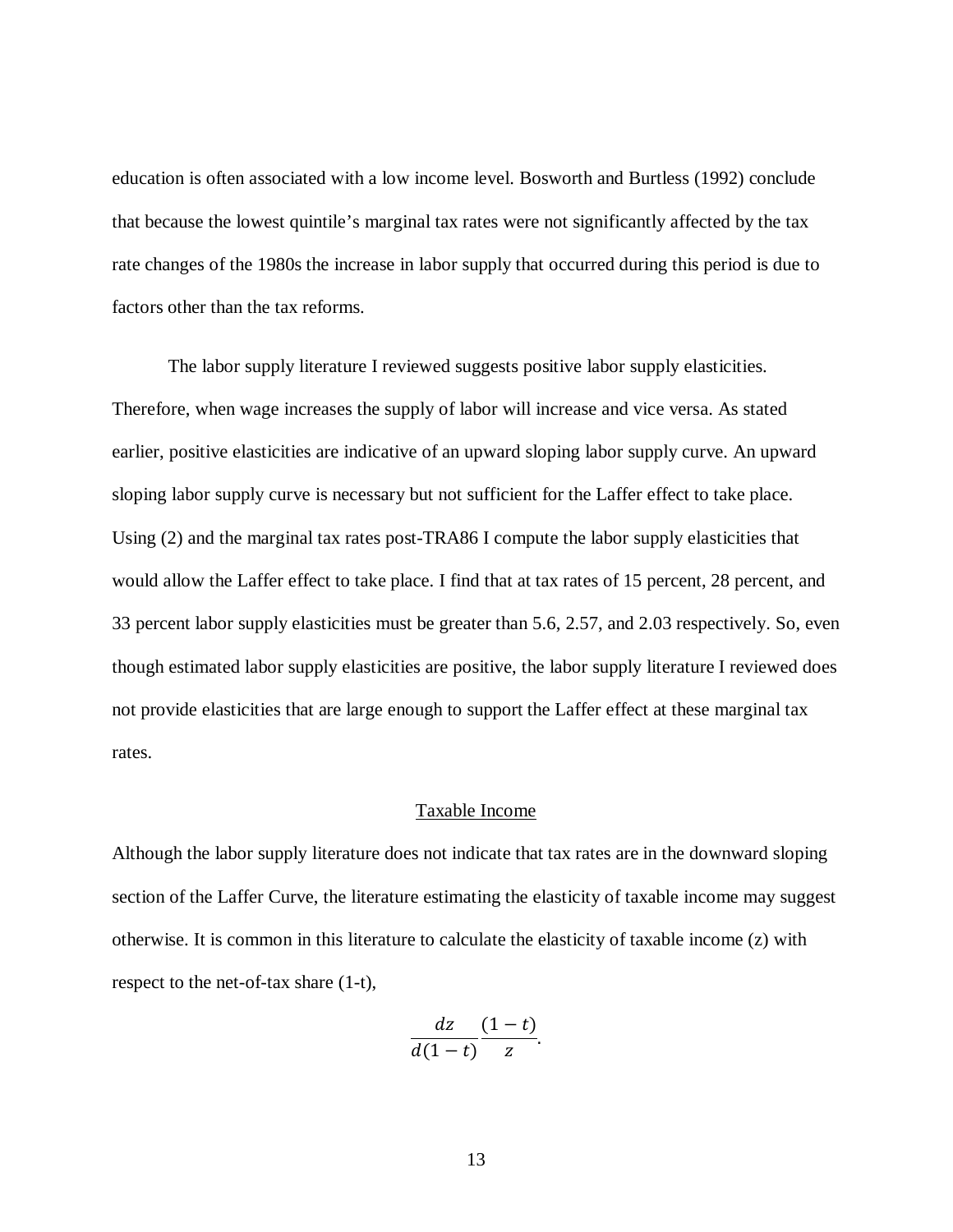education is often associated with a low income level. Bosworth and Burtless (1992) conclude that because the lowest quintile's marginal tax rates were not significantly affected by the tax rate changes of the 1980s the increase in labor supply that occurred during this period is due to factors other than the tax reforms.

The labor supply literature I reviewed suggests positive labor supply elasticities. Therefore, when wage increases the supply of labor will increase and vice versa. As stated earlier, positive elasticities are indicative of an upward sloping labor supply curve. An upward sloping labor supply curve is necessary but not sufficient for the Laffer effect to take place. Using (2) and the marginal tax rates post-TRA86 I compute the labor supply elasticities that would allow the Laffer effect to take place. I find that at tax rates of 15 percent, 28 percent, and 33 percent labor supply elasticities must be greater than 5.6, 2.57, and 2.03 respectively. So, even though estimated labor supply elasticities are positive, the labor supply literature I reviewed does not provide elasticities that are large enough to support the Laffer effect at these marginal tax rates.

## Taxable Income

Although the labor supply literature does not indicate that tax rates are in the downward sloping section of the Laffer Curve, the literature estimating the elasticity of taxable income may suggest otherwise. It is common in this literature to calculate the elasticity of taxable income (z) with respect to the net-of-tax share (1-t),

$$\frac{dz}{d(1-t)}\frac{(1-t)}{z}.$$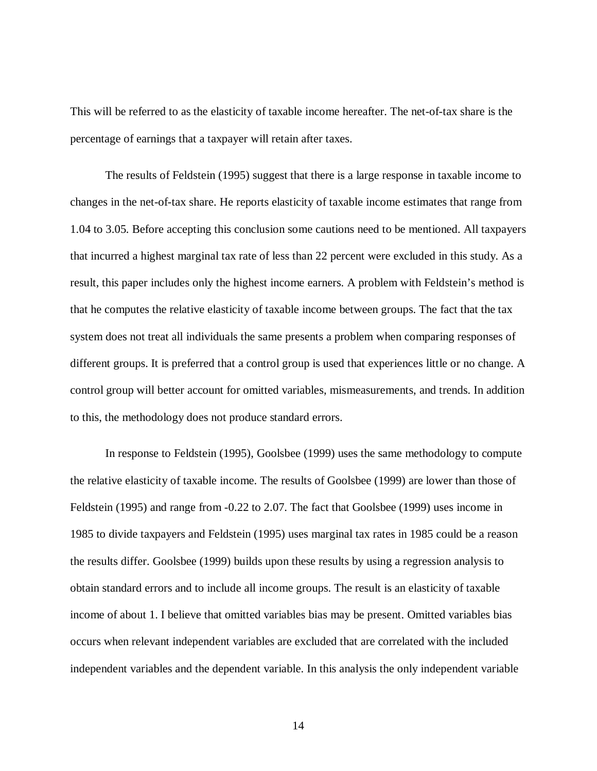This will be referred to as the elasticity of taxable income hereafter. The net-of-tax share is the percentage of earnings that a taxpayer will retain after taxes.

The results of Feldstein (1995) suggest that there is a large response in taxable income to changes in the net-of-tax share. He reports elasticity of taxable income estimates that range from 1.04 to 3.05. Before accepting this conclusion some cautions need to be mentioned. All taxpayers that incurred a highest marginal tax rate of less than 22 percent were excluded in this study. As a result, this paper includes only the highest income earners. A problem with Feldstein's method is that he computes the relative elasticity of taxable income between groups. The fact that the tax system does not treat all individuals the same presents a problem when comparing responses of different groups. It is preferred that a control group is used that experiences little or no change. A control group will better account for omitted variables, mismeasurements, and trends. In addition to this, the methodology does not produce standard errors.

In response to Feldstein (1995), Goolsbee (1999) uses the same methodology to compute the relative elasticity of taxable income. The results of Goolsbee (1999) are lower than those of Feldstein (1995) and range from -0.22 to 2.07. The fact that Goolsbee (1999) uses income in 1985 to divide taxpayers and Feldstein (1995) uses marginal tax rates in 1985 could be a reason the results differ. Goolsbee (1999) builds upon these results by using a regression analysis to obtain standard errors and to include all income groups. The result is an elasticity of taxable income of about 1. I believe that omitted variables bias may be present. Omitted variables bias occurs when relevant independent variables are excluded that are correlated with the included independent variables and the dependent variable. In this analysis the only independent variable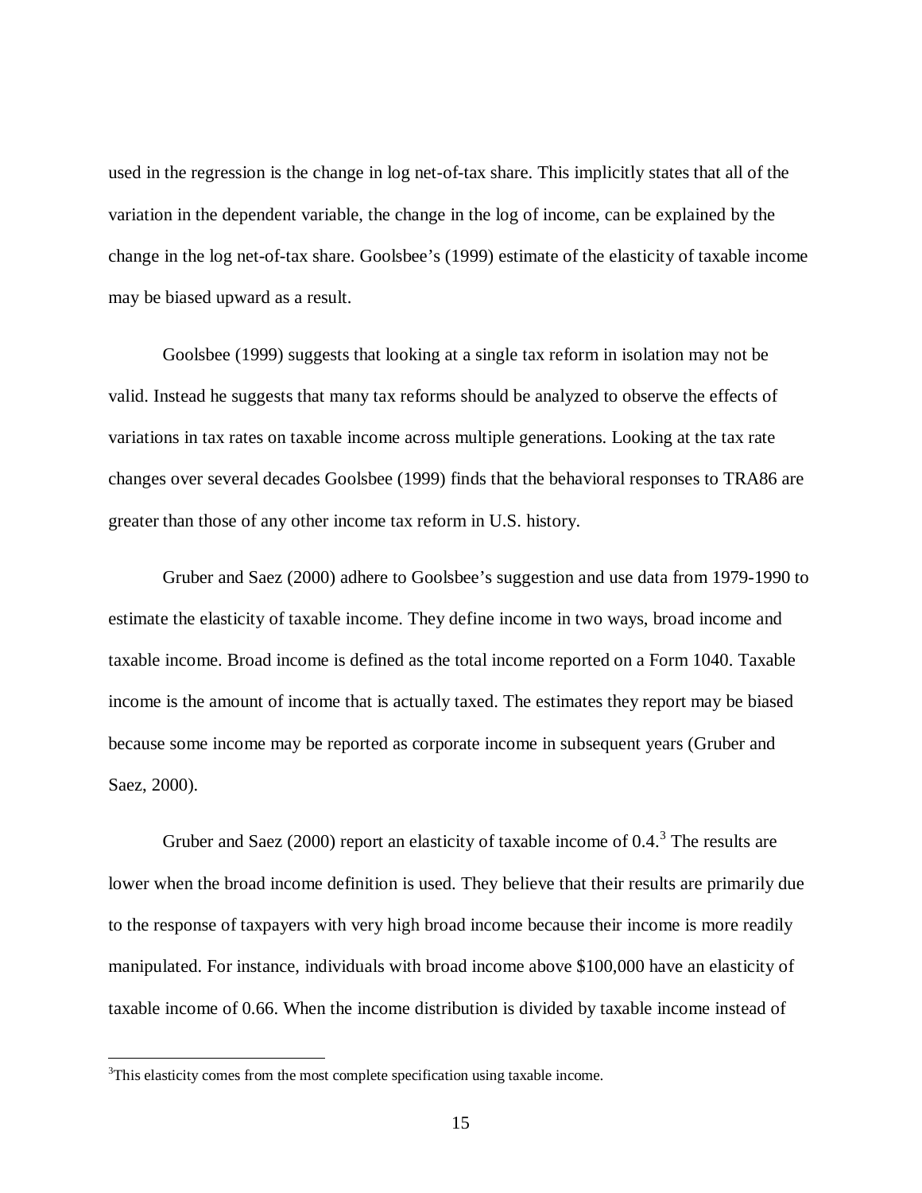used in the regression is the change in log net-of-tax share. This implicitly states that all of the variation in the dependent variable, the change in the log of income, can be explained by the change in the log net-of-tax share. Goolsbee's (1999) estimate of the elasticity of taxable income may be biased upward as a result.

Goolsbee (1999) suggests that looking at a single tax reform in isolation may not be valid. Instead he suggests that many tax reforms should be analyzed to observe the effects of variations in tax rates on taxable income across multiple generations. Looking at the tax rate changes over several decades Goolsbee (1999) finds that the behavioral responses to TRA86 are greater than those of any other income tax reform in U.S. history.

Gruber and Saez (2000) adhere to Goolsbee's suggestion and use data from 1979-1990 to estimate the elasticity of taxable income. They define income in two ways, broad income and taxable income. Broad income is defined as the total income reported on a Form 1040. Taxable income is the amount of income that is actually taxed. The estimates they report may be biased because some income may be reported as corporate income in subsequent years (Gruber and Saez, 2000).

Gruber and Saez (2000) report an elasticity of taxable income of 0.4.[3] The results are lower when the broad income definition is used. They believe that their results are primarily due to the response of taxpayers with very high broad income because their income is more readily manipulated. For instance, individuals with broad income above $100,000 have an elasticity of taxable income of 0.66. When the income distribution is divided by taxable income instead of

[3]This elasticity comes from the most complete specification using taxable income.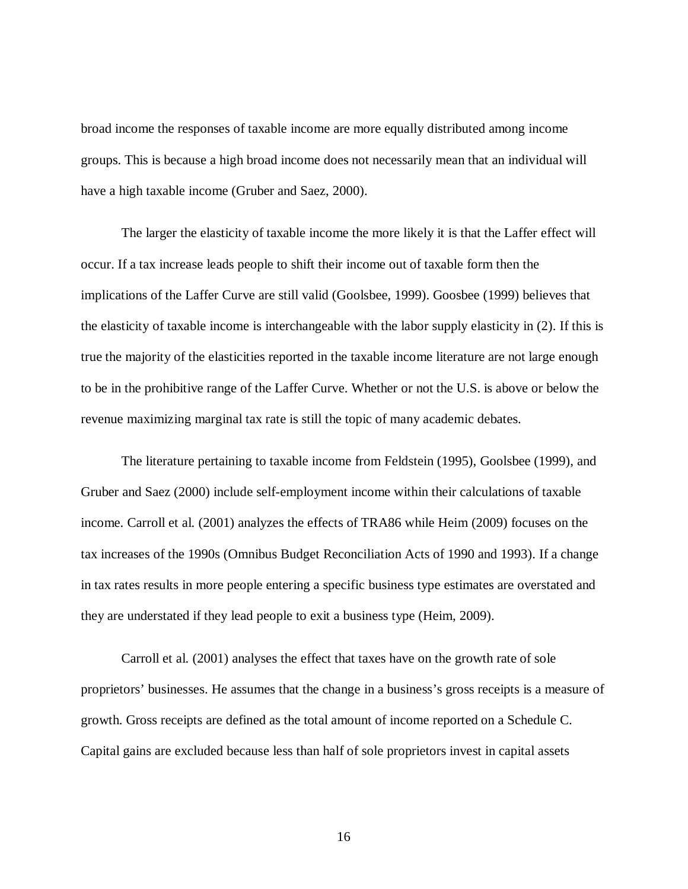broad income the responses of taxable income are more equally distributed among income groups. This is because a high broad income does not necessarily mean that an individual will have a high taxable income (Gruber and Saez, 2000).

The larger the elasticity of taxable income the more likely it is that the Laffer effect will occur. If a tax increase leads people to shift their income out of taxable form then the implications of the Laffer Curve are still valid (Goolsbee, 1999). Goosbee (1999) believes that the elasticity of taxable income is interchangeable with the labor supply elasticity in (2). If this is true the majority of the elasticities reported in the taxable income literature are not large enough to be in the prohibitive range of the Laffer Curve. Whether or not the U.S. is above or below the revenue maximizing marginal tax rate is still the topic of many academic debates.

The literature pertaining to taxable income from Feldstein (1995), Goolsbee (1999), and Gruber and Saez (2000) include self-employment income within their calculations of taxable income. Carroll et al. (2001) analyzes the effects of TRA86 while Heim (2009) focuses on the tax increases of the 1990s (Omnibus Budget Reconciliation Acts of 1990 and 1993). If a change in tax rates results in more people entering a specific business type estimates are overstated and they are understated if they lead people to exit a business type (Heim, 2009).

Carroll et al. (2001) analyses the effect that taxes have on the growth rate of sole proprietors' businesses. He assumes that the change in a business's gross receipts is a measure of growth. Gross receipts are defined as the total amount of income reported on a Schedule C. Capital gains are excluded because less than half of sole proprietors invest in capital assets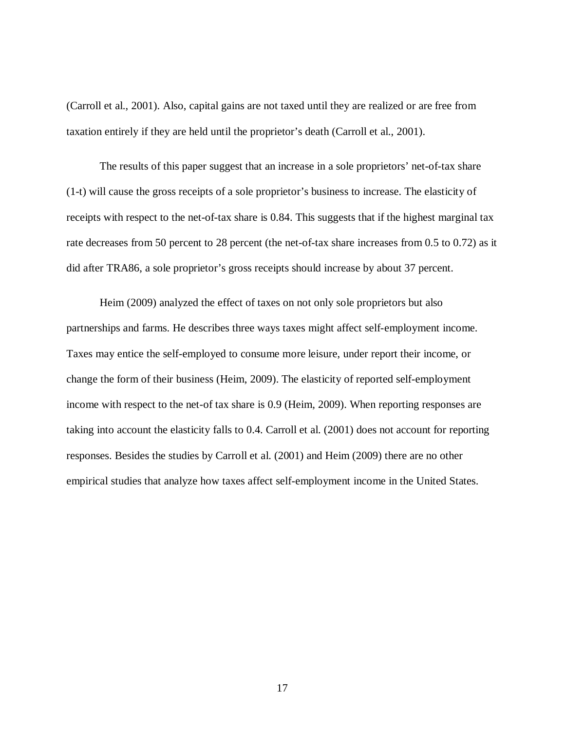(Carroll et al., 2001). Also, capital gains are not taxed until they are realized or are free from taxation entirely if they are held until the proprietor's death (Carroll et al., 2001).

The results of this paper suggest that an increase in a sole proprietors' net-of-tax share (1-t) will cause the gross receipts of a sole proprietor's business to increase. The elasticity of receipts with respect to the net-of-tax share is 0.84. This suggests that if the highest marginal tax rate decreases from 50 percent to 28 percent (the net-of-tax share increases from 0.5 to 0.72) as it did after TRA86, a sole proprietor's gross receipts should increase by about 37 percent.

Heim (2009) analyzed the effect of taxes on not only sole proprietors but also partnerships and farms. He describes three ways taxes might affect self-employment income. Taxes may entice the self-employed to consume more leisure, under report their income, or change the form of their business (Heim, 2009). The elasticity of reported self-employment income with respect to the net-of tax share is 0.9 (Heim, 2009). When reporting responses are taking into account the elasticity falls to 0.4. Carroll et al. (2001) does not account for reporting responses. Besides the studies by Carroll et al. (2001) and Heim (2009) there are no other empirical studies that analyze how taxes affect self-employment income in the United States.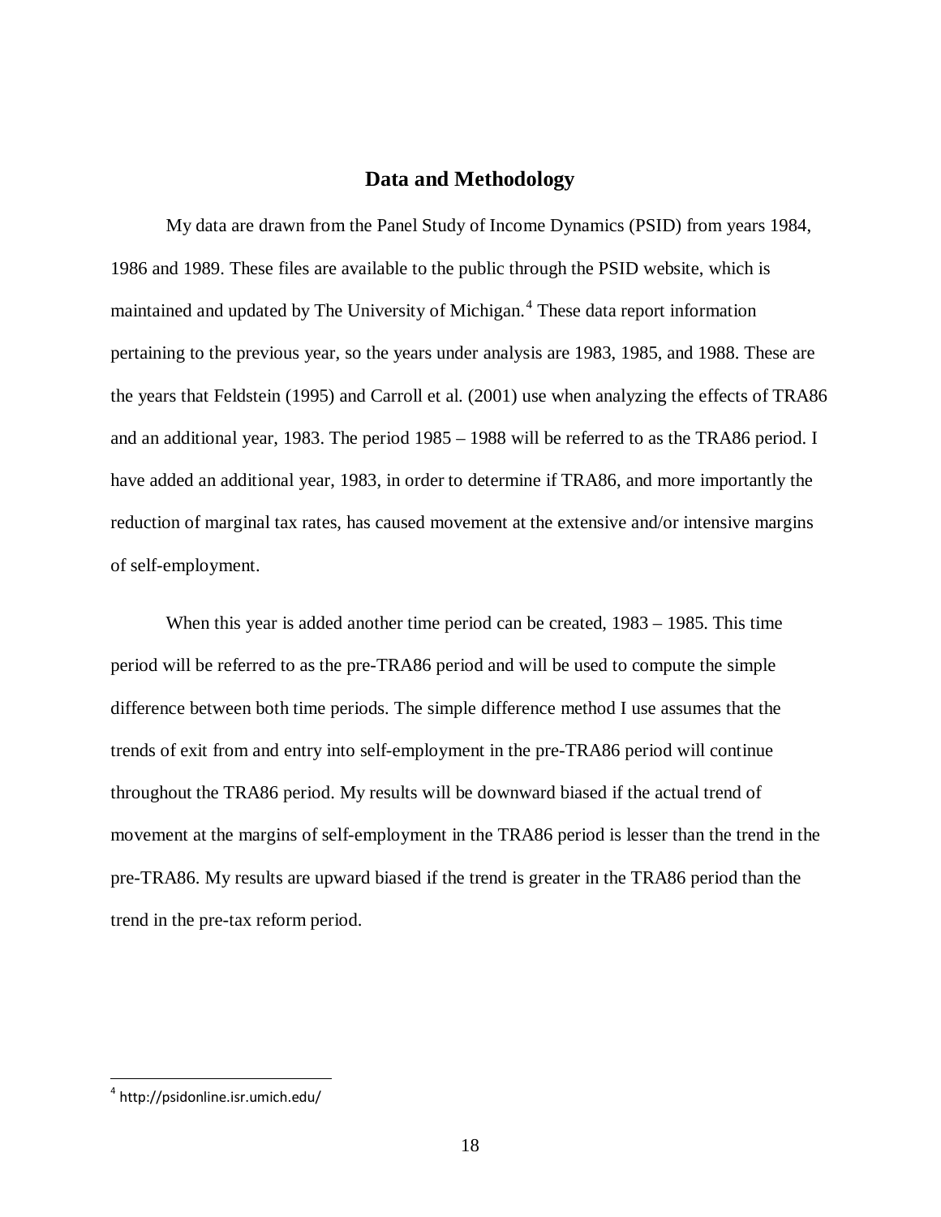## Data and Methodology

My data are drawn from the Panel Study of Income Dynamics (PSID) from years 1984, 1986 and 1989. These files are available to the public through the PSID website, which is maintained and updated by The University of Michigan.[4] These data report information pertaining to the previous year, so the years under analysis are 1983, 1985, and 1988. These are the years that Feldstein (1995) and Carroll et al. (2001) use when analyzing the effects of TRA86 and an additional year, 1983. The period 1985 – 1988 will be referred to as the TRA86 period. I have added an additional year, 1983, in order to determine if TRA86, and more importantly the reduction of marginal tax rates, has caused movement at the extensive and/or intensive margins of self-employment.

When this year is added another time period can be created, 1983 – 1985. This time period will be referred to as the pre-TRA86 period and will be used to compute the simple difference between both time periods. The simple difference method I use assumes that the trends of exit from and entry into self-employment in the pre-TRA86 period will continue throughout the TRA86 period. My results will be downward biased if the actual trend of movement at the margins of self-employment in the TRA86 period is lesser than the trend in the pre-TRA86. My results are upward biased if the trend is greater in the TRA86 period than the trend in the pre-tax reform period.

---

[4] http://psidonline.isr.umich.edu/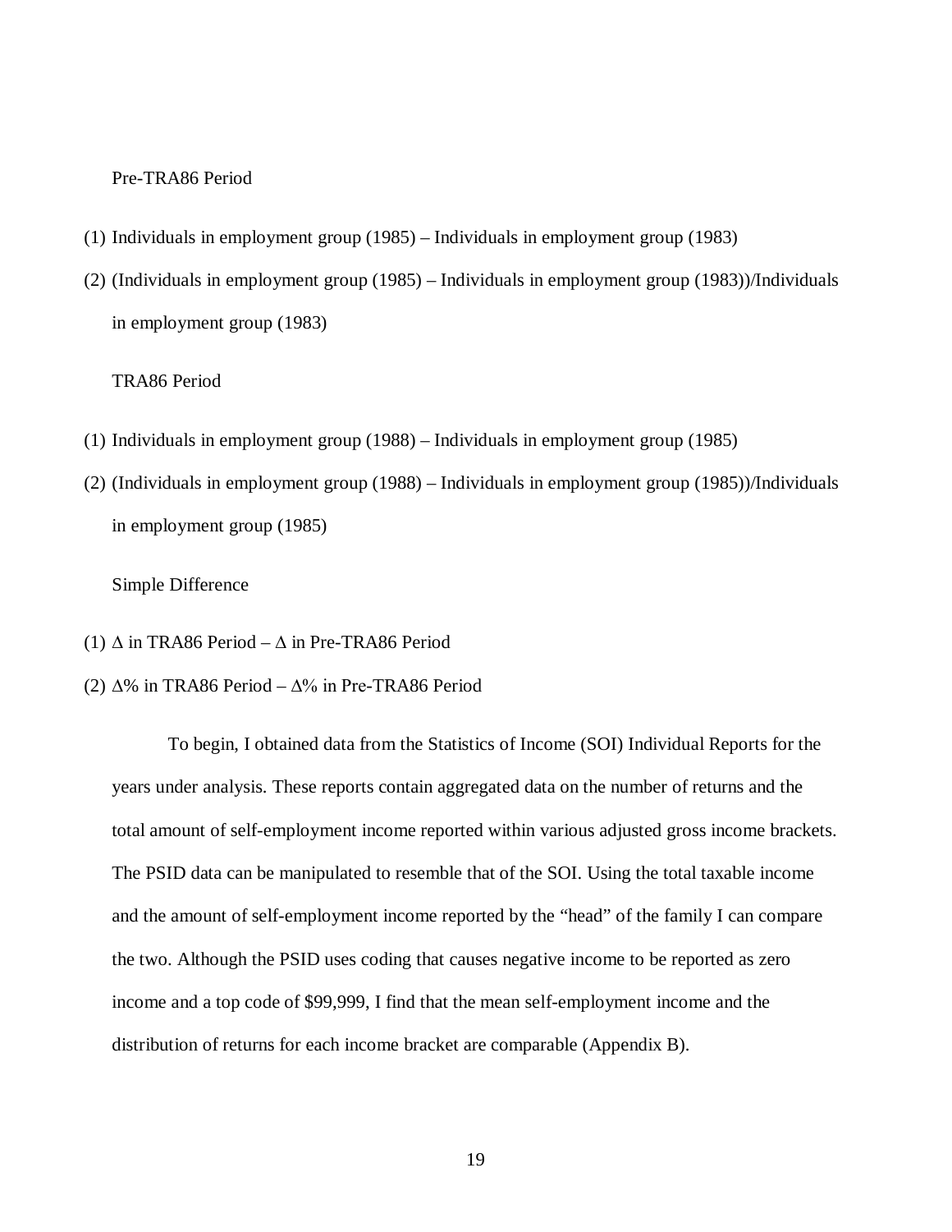Pre-TRA86 Period

(1) Individuals in employment group (1985) – Individuals in employment group (1983)

(2) (Individuals in employment group (1985) – Individuals in employment group (1983))/Individuals in employment group (1983)

TRA86 Period

(1) Individuals in employment group (1988) – Individuals in employment group (1985)

(2) (Individuals in employment group (1988) – Individuals in employment group (1985))/Individuals in employment group (1985)

Simple Difference

(1) $\Delta$ in TRA86 Period – $\Delta$ in Pre-TRA86 Period

(2) $\Delta$% in TRA86 Period – $\Delta$% in Pre-TRA86 Period

To begin, I obtained data from the Statistics of Income (SOI) Individual Reports for the years under analysis. These reports contain aggregated data on the number of returns and the total amount of self-employment income reported within various adjusted gross income brackets. The PSID data can be manipulated to resemble that of the SOI. Using the total taxable income and the amount of self-employment income reported by the "head" of the family I can compare the two. Although the PSID uses coding that causes negative income to be reported as zero income and a top code of $99,999, I find that the mean self-employment income and the distribution of returns for each income bracket are comparable (Appendix B).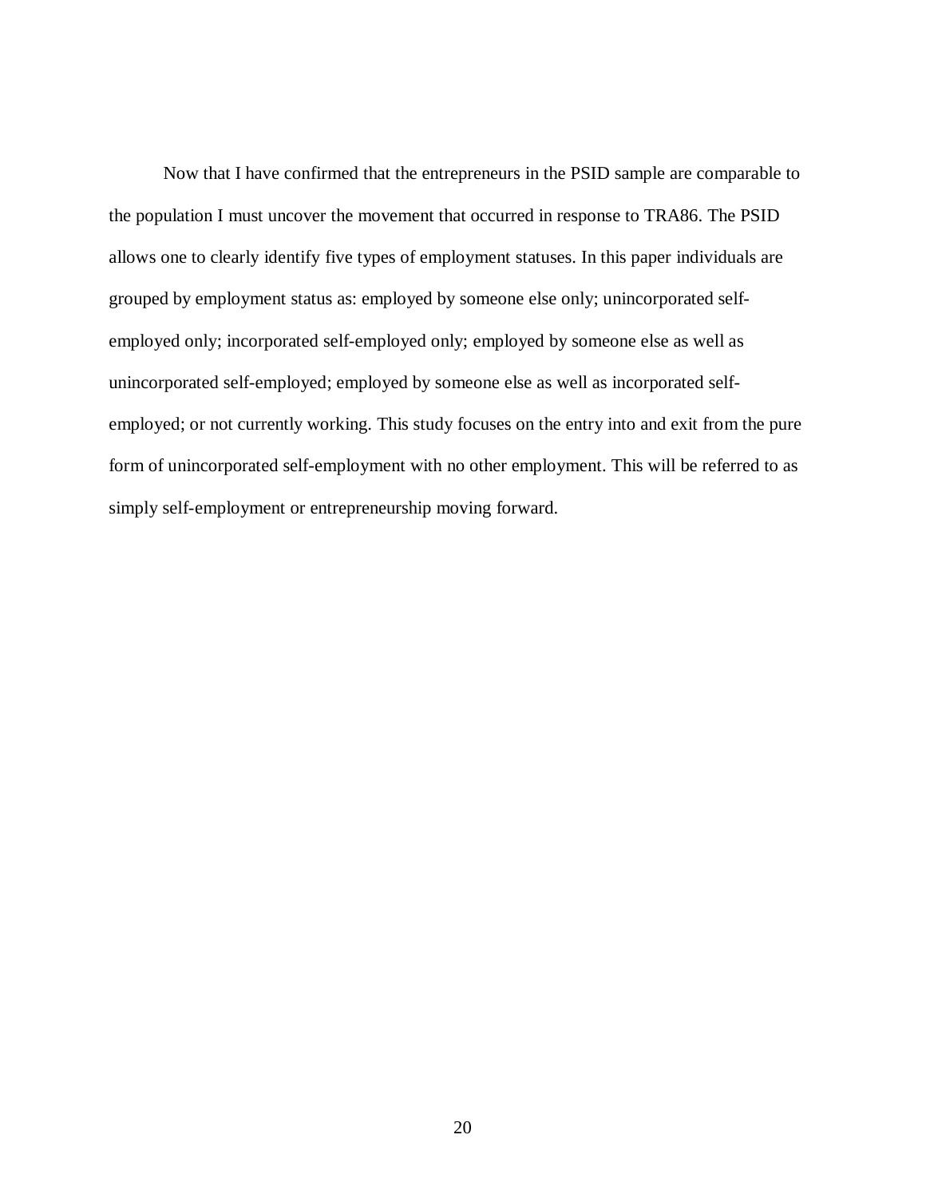Now that I have confirmed that the entrepreneurs in the PSID sample are comparable to the population I must uncover the movement that occurred in response to TRA86. The PSID allows one to clearly identify five types of employment statuses. In this paper individuals are grouped by employment status as: employed by someone else only; unincorporated self-employed only; incorporated self-employed only; employed by someone else as well as unincorporated self-employed; employed by someone else as well as incorporated self-employed; or not currently working. This study focuses on the entry into and exit from the pure form of unincorporated self-employment with no other employment. This will be referred to as simply self-employment or entrepreneurship moving forward.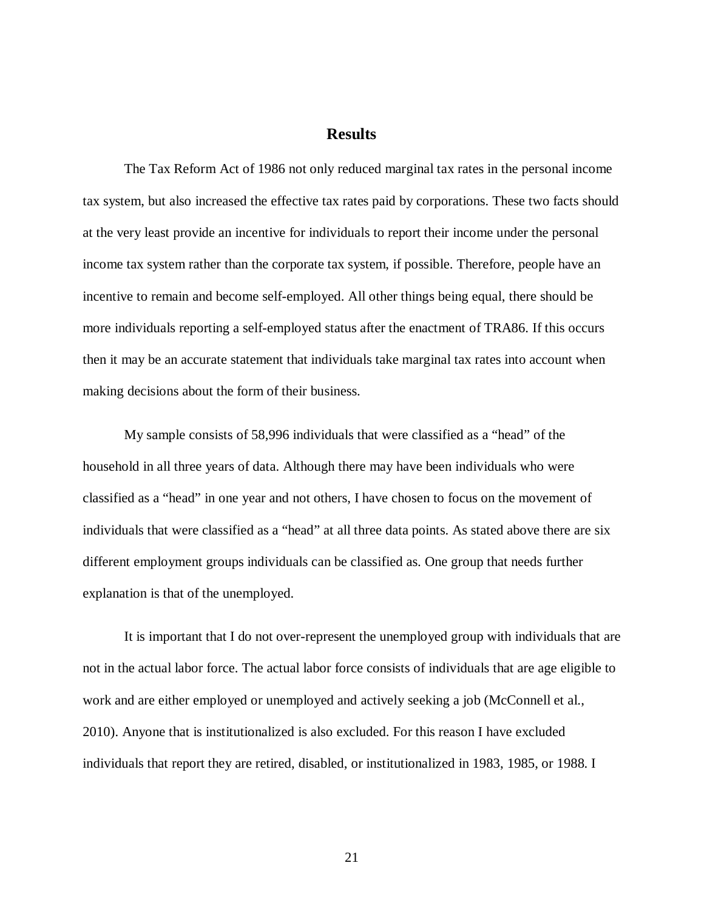## Results

The Tax Reform Act of 1986 not only reduced marginal tax rates in the personal income tax system, but also increased the effective tax rates paid by corporations. These two facts should at the very least provide an incentive for individuals to report their income under the personal income tax system rather than the corporate tax system, if possible. Therefore, people have an incentive to remain and become self-employed. All other things being equal, there should be more individuals reporting a self-employed status after the enactment of TRA86. If this occurs then it may be an accurate statement that individuals take marginal tax rates into account when making decisions about the form of their business.

My sample consists of 58,996 individuals that were classified as a "head" of the household in all three years of data. Although there may have been individuals who were classified as a "head" in one year and not others, I have chosen to focus on the movement of individuals that were classified as a "head" at all three data points. As stated above there are six different employment groups individuals can be classified as. One group that needs further explanation is that of the unemployed.

It is important that I do not over-represent the unemployed group with individuals that are not in the actual labor force. The actual labor force consists of individuals that are age eligible to work and are either employed or unemployed and actively seeking a job (McConnell et al., 2010). Anyone that is institutionalized is also excluded. For this reason I have excluded individuals that report they are retired, disabled, or institutionalized in 1983, 1985, or 1988. I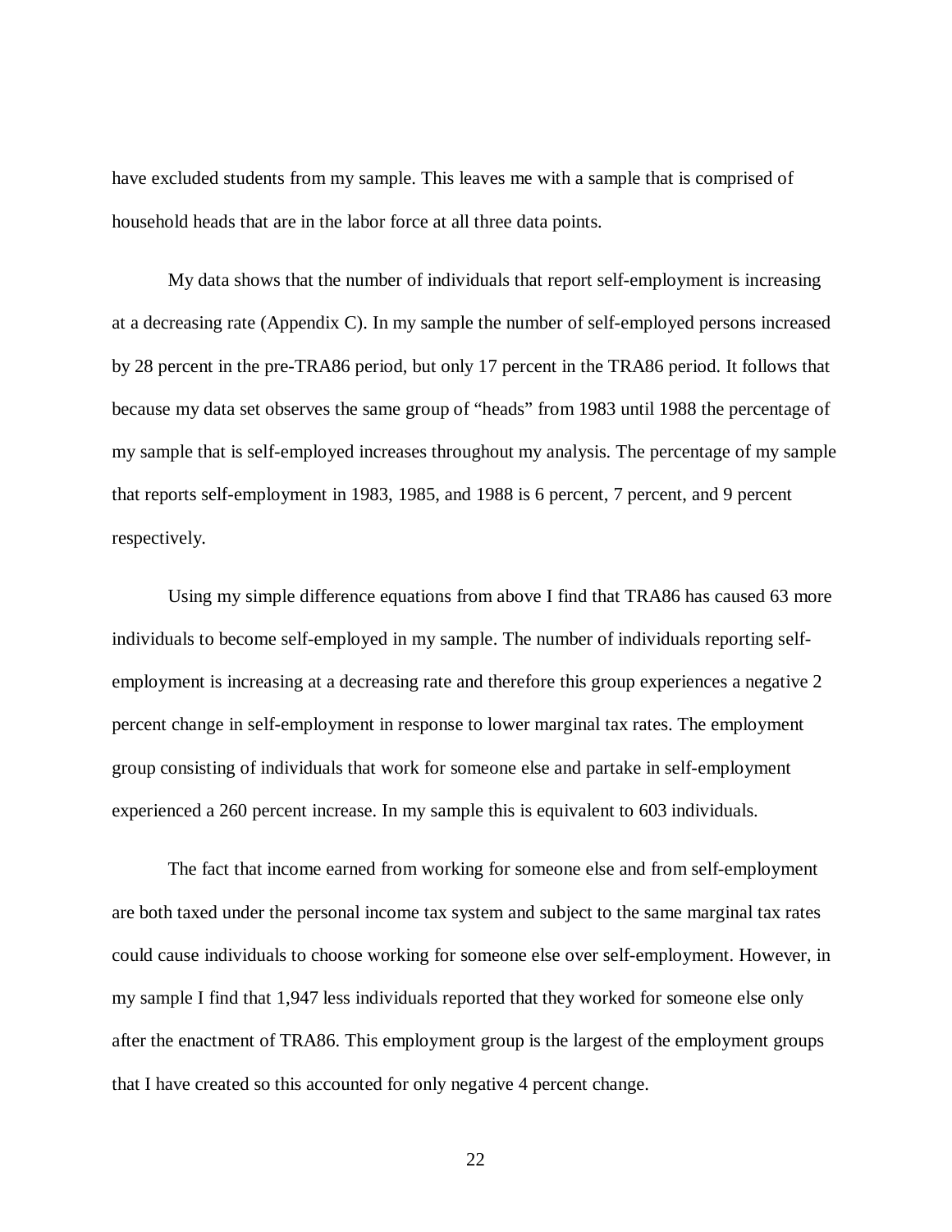have excluded students from my sample. This leaves me with a sample that is comprised of household heads that are in the labor force at all three data points.

My data shows that the number of individuals that report self-employment is increasing at a decreasing rate (Appendix C). In my sample the number of self-employed persons increased by 28 percent in the pre-TRA86 period, but only 17 percent in the TRA86 period. It follows that because my data set observes the same group of "heads" from 1983 until 1988 the percentage of my sample that is self-employed increases throughout my analysis. The percentage of my sample that reports self-employment in 1983, 1985, and 1988 is 6 percent, 7 percent, and 9 percent respectively.

Using my simple difference equations from above I find that TRA86 has caused 63 more individuals to become self-employed in my sample. The number of individuals reporting self-employment is increasing at a decreasing rate and therefore this group experiences a negative 2 percent change in self-employment in response to lower marginal tax rates. The employment group consisting of individuals that work for someone else and partake in self-employment experienced a 260 percent increase. In my sample this is equivalent to 603 individuals.

The fact that income earned from working for someone else and from self-employment are both taxed under the personal income tax system and subject to the same marginal tax rates could cause individuals to choose working for someone else over self-employment. However, in my sample I find that 1,947 less individuals reported that they worked for someone else only after the enactment of TRA86. This employment group is the largest of the employment groups that I have created so this accounted for only negative 4 percent change.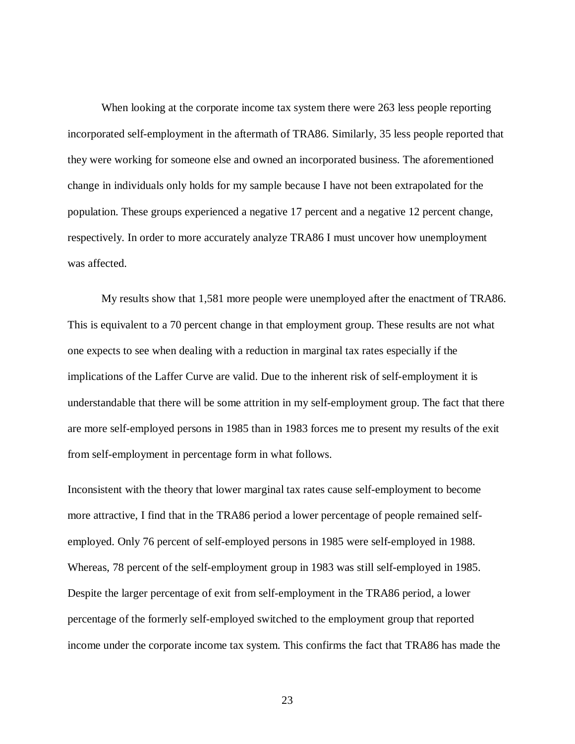When looking at the corporate income tax system there were 263 less people reporting incorporated self-employment in the aftermath of TRA86. Similarly, 35 less people reported that they were working for someone else and owned an incorporated business. The aforementioned change in individuals only holds for my sample because I have not been extrapolated for the population. These groups experienced a negative 17 percent and a negative 12 percent change, respectively. In order to more accurately analyze TRA86 I must uncover how unemployment was affected.

My results show that 1,581 more people were unemployed after the enactment of TRA86. This is equivalent to a 70 percent change in that employment group. These results are not what one expects to see when dealing with a reduction in marginal tax rates especially if the implications of the Laffer Curve are valid. Due to the inherent risk of self-employment it is understandable that there will be some attrition in my self-employment group. The fact that there are more self-employed persons in 1985 than in 1983 forces me to present my results of the exit from self-employment in percentage form in what follows.

Inconsistent with the theory that lower marginal tax rates cause self-employment to become more attractive, I find that in the TRA86 period a lower percentage of people remained self-employed. Only 76 percent of self-employed persons in 1985 were self-employed in 1988. Whereas, 78 percent of the self-employment group in 1983 was still self-employed in 1985. Despite the larger percentage of exit from self-employment in the TRA86 period, a lower percentage of the formerly self-employed switched to the employment group that reported income under the corporate income tax system. This confirms the fact that TRA86 has made the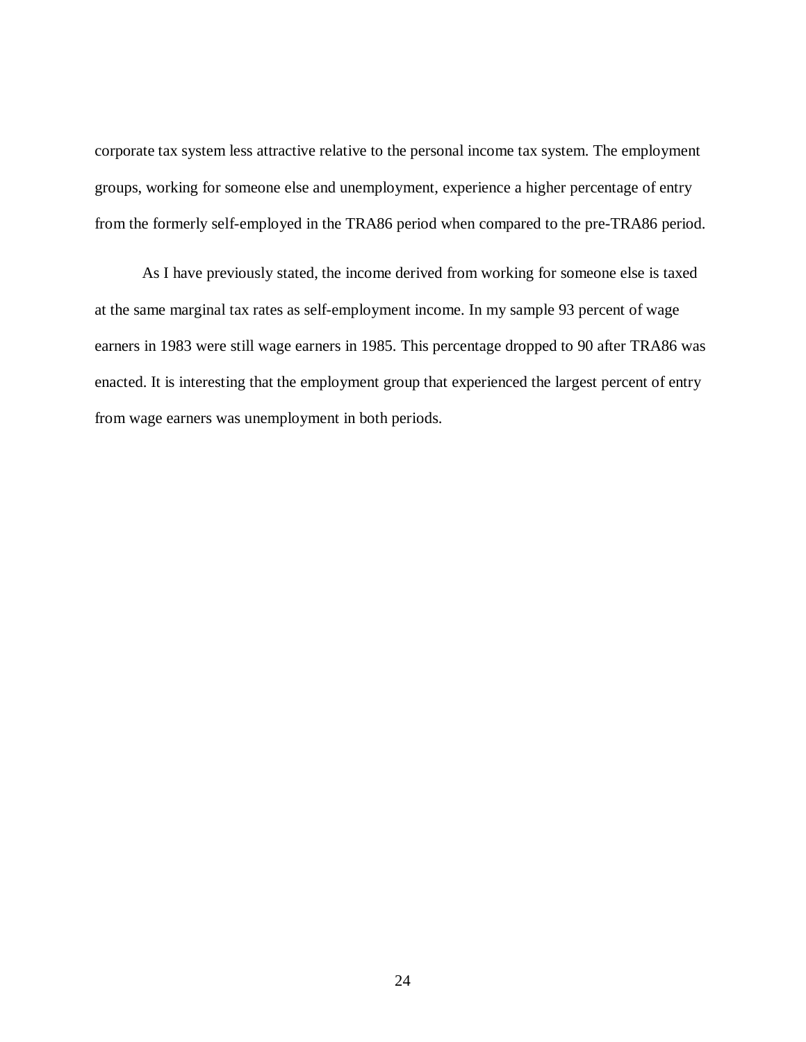corporate tax system less attractive relative to the personal income tax system. The employment groups, working for someone else and unemployment, experience a higher percentage of entry from the formerly self-employed in the TRA86 period when compared to the pre-TRA86 period.

As I have previously stated, the income derived from working for someone else is taxed at the same marginal tax rates as self-employment income. In my sample 93 percent of wage earners in 1983 were still wage earners in 1985. This percentage dropped to 90 after TRA86 was enacted. It is interesting that the employment group that experienced the largest percent of entry from wage earners was unemployment in both periods.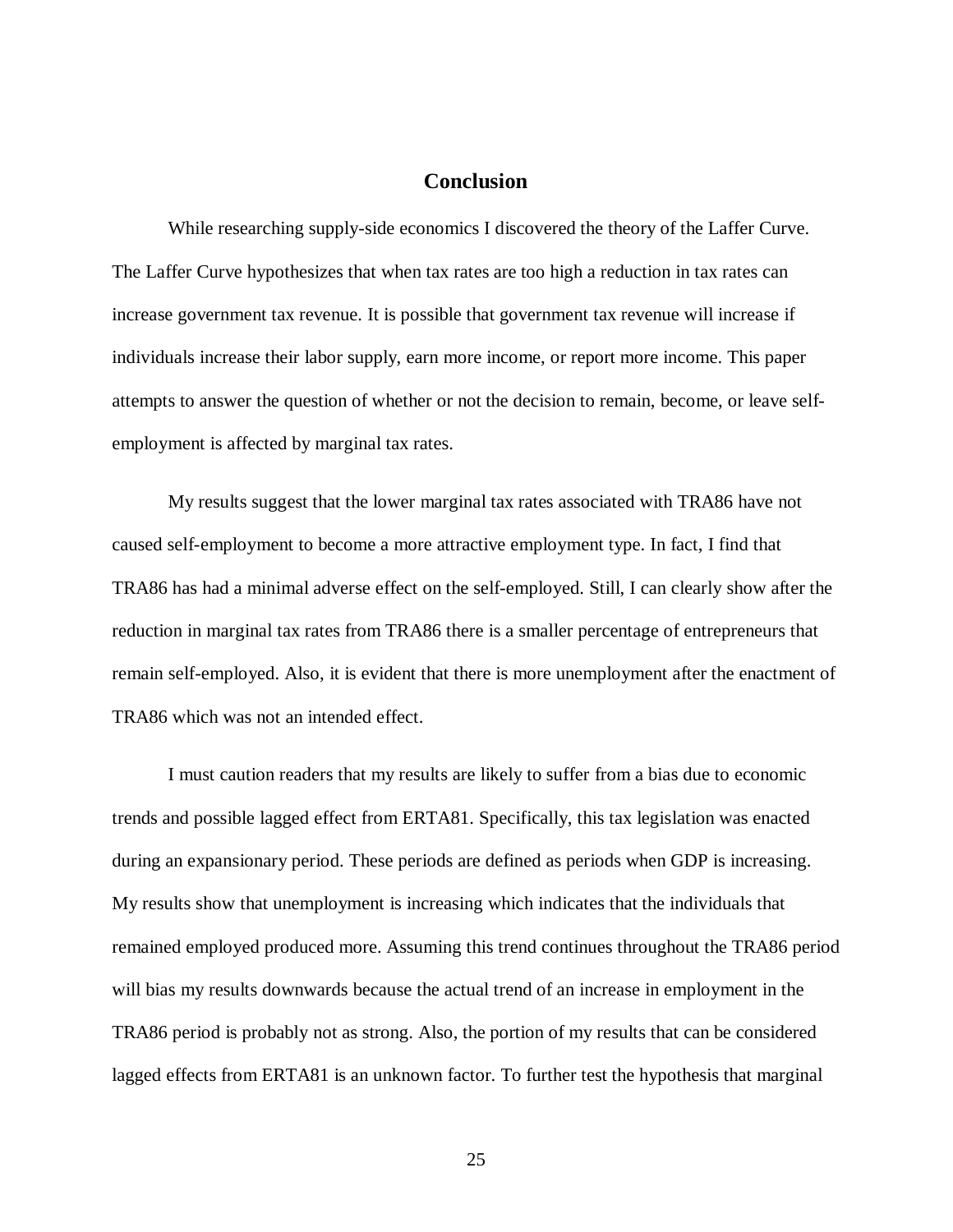## Conclusion

While researching supply-side economics I discovered the theory of the Laffer Curve. The Laffer Curve hypothesizes that when tax rates are too high a reduction in tax rates can increase government tax revenue. It is possible that government tax revenue will increase if individuals increase their labor supply, earn more income, or report more income. This paper attempts to answer the question of whether or not the decision to remain, become, or leave self-employment is affected by marginal tax rates.

My results suggest that the lower marginal tax rates associated with TRA86 have not caused self-employment to become a more attractive employment type. In fact, I find that TRA86 has had a minimal adverse effect on the self-employed. Still, I can clearly show after the reduction in marginal tax rates from TRA86 there is a smaller percentage of entrepreneurs that remain self-employed. Also, it is evident that there is more unemployment after the enactment of TRA86 which was not an intended effect.

I must caution readers that my results are likely to suffer from a bias due to economic trends and possible lagged effect from ERTA81. Specifically, this tax legislation was enacted during an expansionary period. These periods are defined as periods when GDP is increasing. My results show that unemployment is increasing which indicates that the individuals that remained employed produced more. Assuming this trend continues throughout the TRA86 period will bias my results downwards because the actual trend of an increase in employment in the TRA86 period is probably not as strong. Also, the portion of my results that can be considered lagged effects from ERTA81 is an unknown factor. To further test the hypothesis that marginal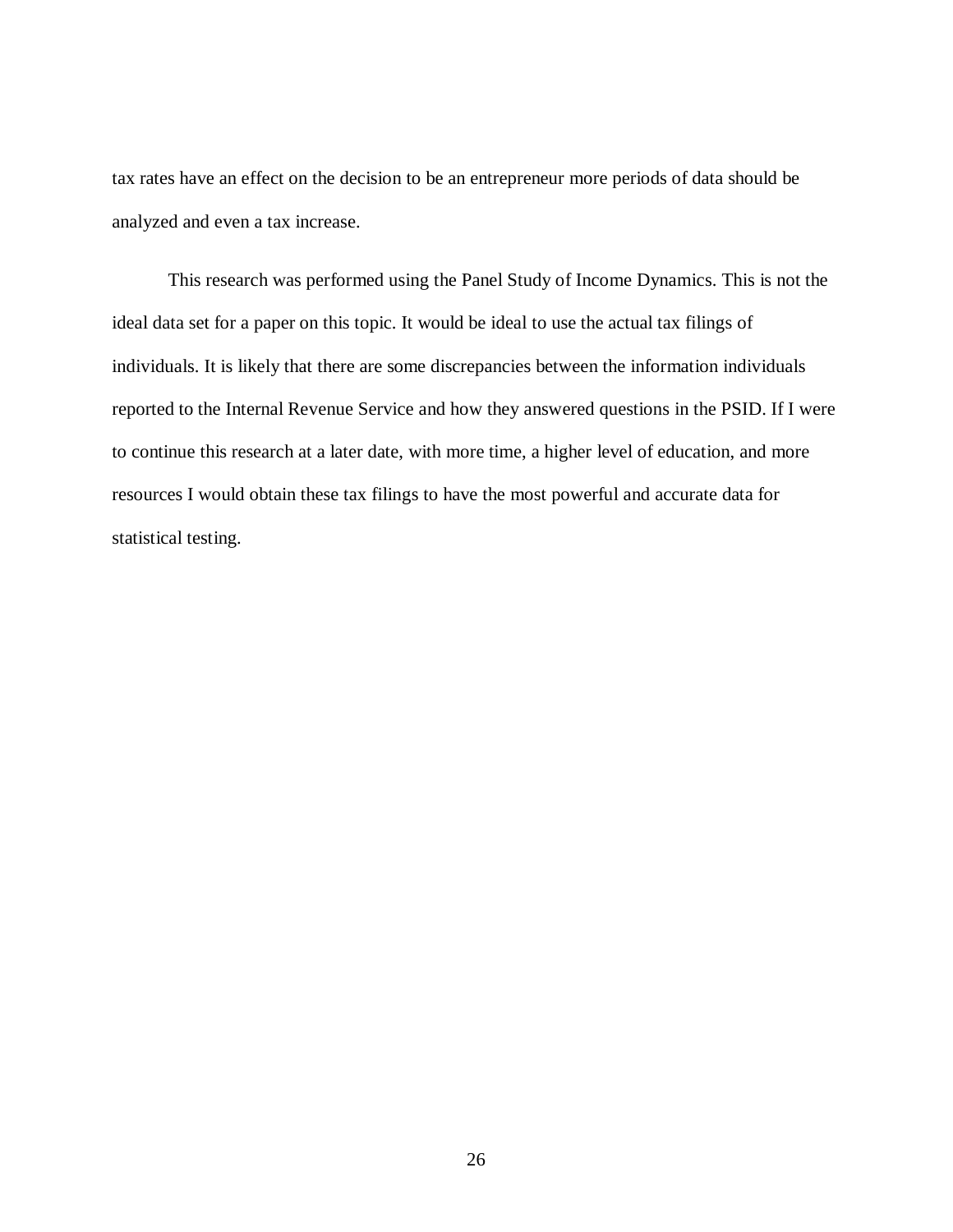tax rates have an effect on the decision to be an entrepreneur more periods of data should be analyzed and even a tax increase.

This research was performed using the Panel Study of Income Dynamics. This is not the ideal data set for a paper on this topic. It would be ideal to use the actual tax filings of individuals. It is likely that there are some discrepancies between the information individuals reported to the Internal Revenue Service and how they answered questions in the PSID. If I were to continue this research at a later date, with more time, a higher level of education, and more resources I would obtain these tax filings to have the most powerful and accurate data for statistical testing.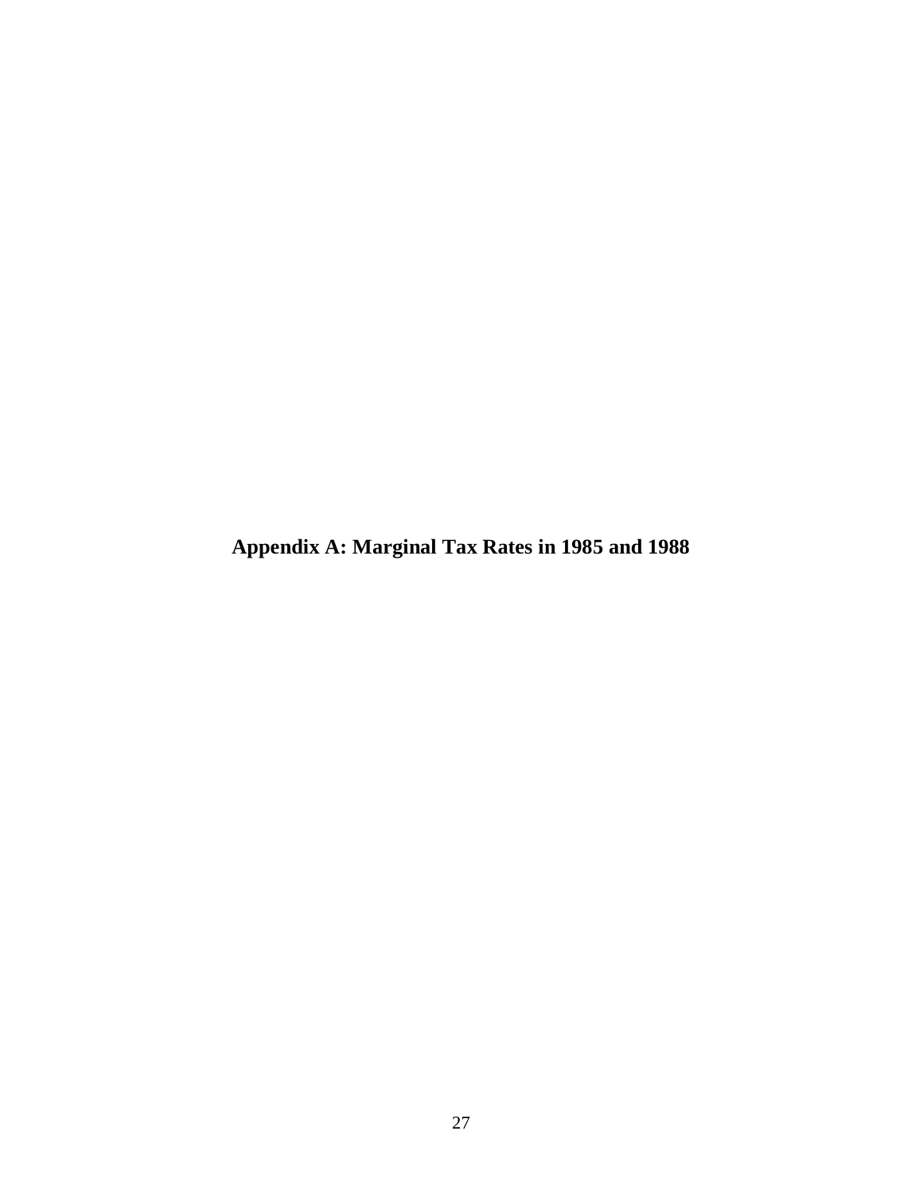# Appendix A: Marginal Tax Rates in 1985 and 1988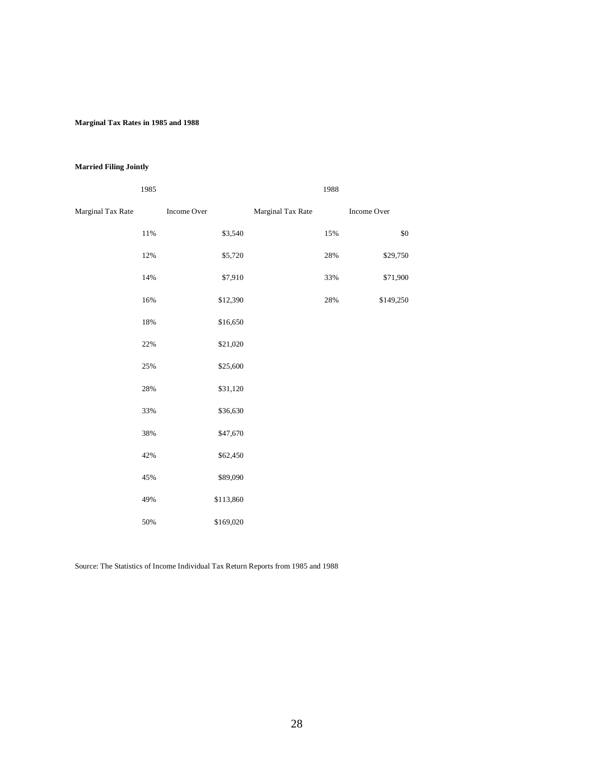**Marginal Tax Rates in 1985 and 1988**

**Married Filing Jointly**

| 1985 | | 1988 | |
|---|---|---|---|
| Marginal Tax Rate | Income Over | Marginal Tax Rate | Income Over |
| 11% | $3,540 | 15% | $0 |
| 12% | $5,720 | 28% | $29,750 |
| 14% | $7,910 | 33% | $71,900 |
| 16% | $12,390 | 28% | $149,250 |
| 18% | $16,650 | | |
| 22% | $21,020 | | |
| 25% | $25,600 | | |
| 28% | $31,120 | | |
| 33% | $36,630 | | |
| 38% | $47,670 | | |
| 42% | $62,450 | | |
| 45% | $89,090 | | |
| 49% | $113,860 | | |
| 50% | $169,020 | | |

Source: The Statistics of Income Individual Tax Return Reports from 1985 and 1988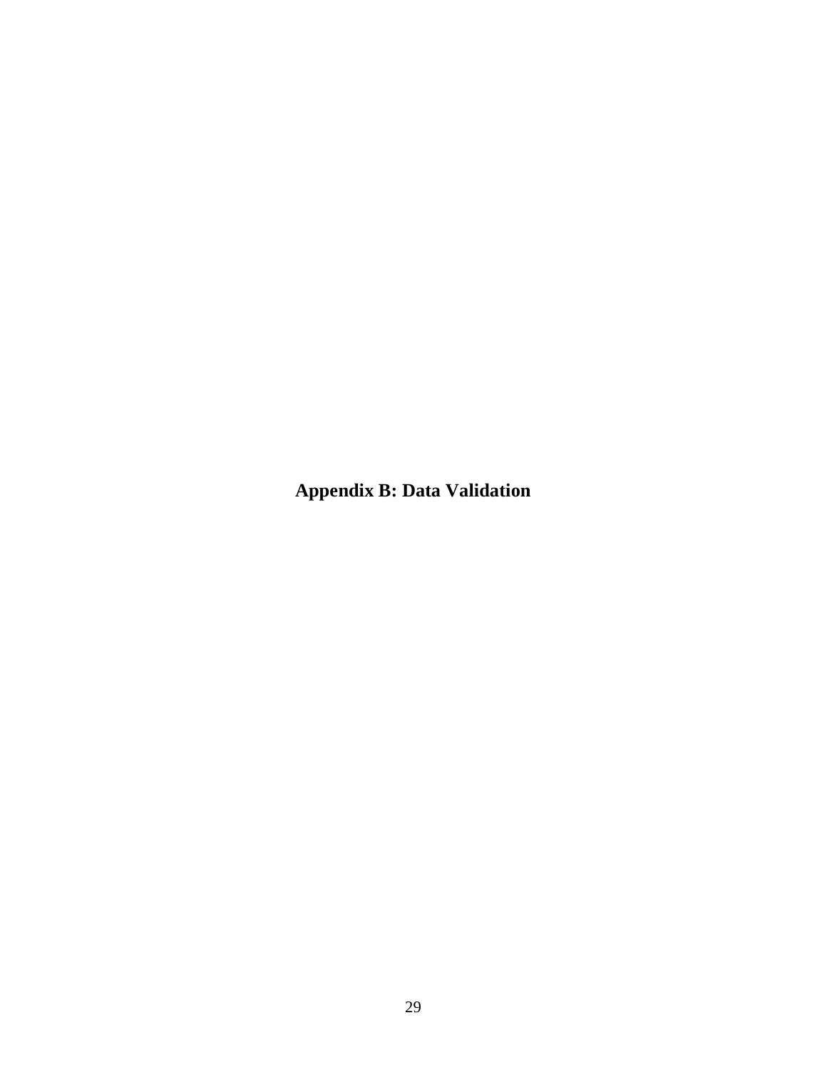# Appendix B: Data Validation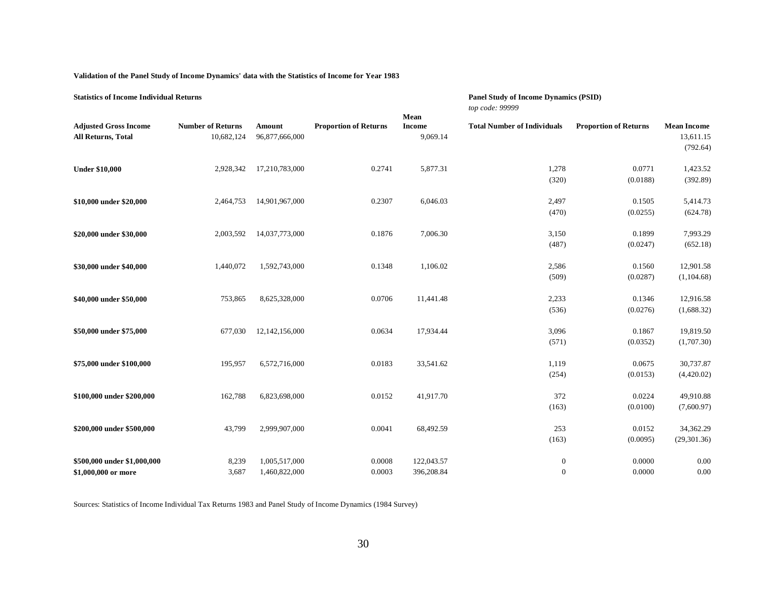**Validation of the Panel Study of Income Dynamics' data with the Statistics of Income for Year 1983**

| Statistics of Income Individual Returns | | | | | Panel Study of Income Dynamics (PSID) *top code: 99999* | | |
|---|---|---|---|---|---|---|---|
| **Adjusted Gross Income** | **Number of Returns** | **Amount** | **Proportion of Returns** | **Mean Income** | **Total Number of Individuals** | **Proportion of Returns** | **Mean Income** |
| **All Returns, Total** | 10,682,124 | 96,877,666,000 | | 9,069.14 | | | 13,611.15 |
| | | | | | | | (792.64) |
| **Under $10,000** | 2,928,342 | 17,210,783,000 | 0.2741 | 5,877.31 | 1,278 | 0.0771 | 1,423.52 |
| | | | | | (320) | (0.0188) | (392.89) |
| **$10,000 under $20,000** | 2,464,753 | 14,901,967,000 | 0.2307 | 6,046.03 | 2,497 | 0.1505 | 5,414.73 |
| | | | | | (470) | (0.0255) | (624.78) |
| **$20,000 under $30,000** | 2,003,592 | 14,037,773,000 | 0.1876 | 7,006.30 | 3,150 | 0.1899 | 7,993.29 |
| | | | | | (487) | (0.0247) | (652.18) |
| **$30,000 under $40,000** | 1,440,072 | 1,592,743,000 | 0.1348 | 1,106.02 | 2,586 | 0.1560 | 12,901.58 |
| | | | | | (509) | (0.0287) | (1,104.68) |
| **$40,000 under $50,000** | 753,865 | 8,625,328,000 | 0.0706 | 11,441.48 | 2,233 | 0.1346 | 12,916.58 |
| | | | | | (536) | (0.0276) | (1,688.32) |
| **$50,000 under $75,000** | 677,030 | 12,142,156,000 | 0.0634 | 17,934.44 | 3,096 | 0.1867 | 19,819.50 |
| | | | | | (571) | (0.0352) | (1,707.30) |
| **$75,000 under $100,000** | 195,957 | 6,572,716,000 | 0.0183 | 33,541.62 | 1,119 | 0.0675 | 30,737.87 |
| | | | | | (254) | (0.0153) | (4,420.02) |
| **$100,000 under $200,000** | 162,788 | 6,823,698,000 | 0.0152 | 41,917.70 | 372 | 0.0224 | 49,910.88 |
| | | | | | (163) | (0.0100) | (7,600.97) |
| **$200,000 under $500,000** | 43,799 | 2,999,907,000 | 0.0041 | 68,492.59 | 253 | 0.0152 | 34,362.29 |
| | | | | | (163) | (0.0095) | (29,301.36) |
| **$500,000 under $1,000,000** | 8,239 | 1,005,517,000 | 0.0008 | 122,043.57 | 0 | 0.0000 | 0.00 |
| **$1,000,000 or more** | 3,687 | 1,460,822,000 | 0.0003 | 396,208.84 | 0 | 0.0000 | 0.00 |

Sources: Statistics of Income Individual Tax Returns 1983 and Panel Study of Income Dynamics (1984 Survey)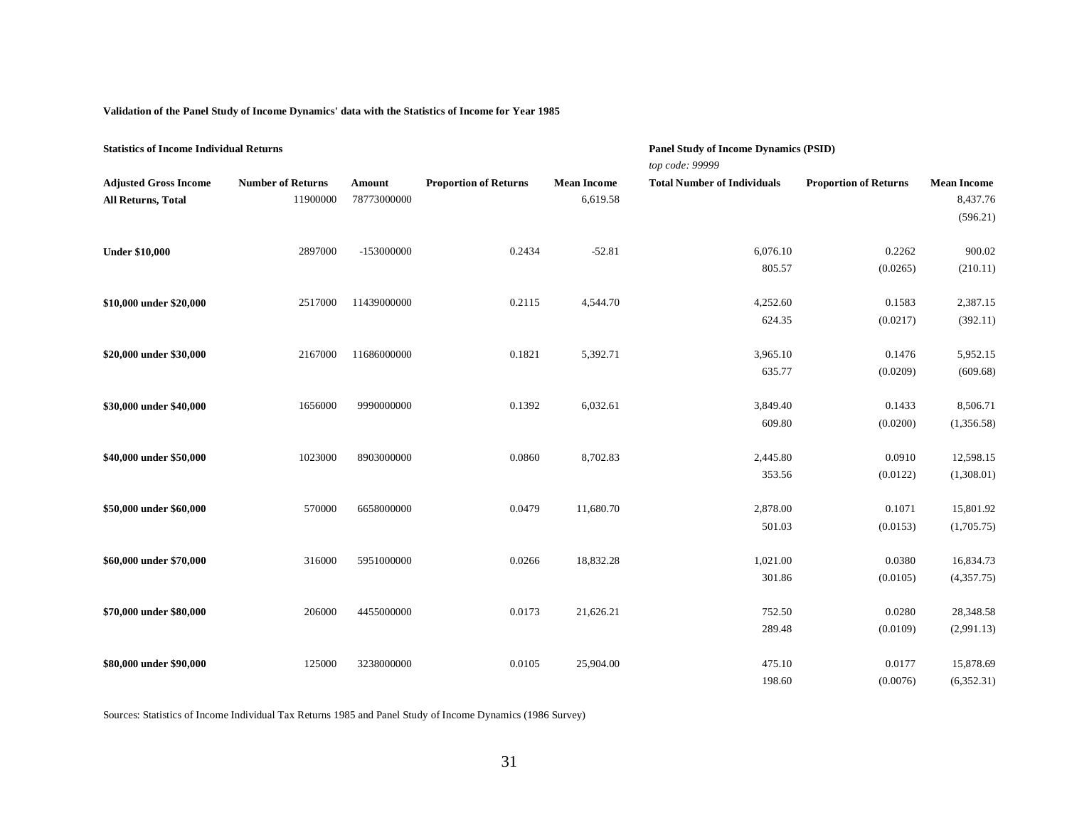**Validation of the Panel Study of Income Dynamics' data with the Statistics of Income for Year 1985**

| Statistics of Income Individual Returns | | | | | Panel Study of Income Dynamics (PSID) *top code: 99999* | | |
|---|---|---|---|---|---|---|---|
| **Adjusted Gross Income** | **Number of Returns** | **Amount** | **Proportion of Returns** | **Mean Income** | **Total Number of Individuals** | **Proportion of Returns** | **Mean Income** |
| **All Returns, Total** | 11900000 | 78773000000 | | 6,619.58 | | | 8,437.76 |
| | | | | | | | (596.21) |
| **Under $10,000** | 2897000 | -153000000 | 0.2434 | -52.81 | 6,076.10 | 0.2262 | 900.02 |
| | | | | | 805.57 | (0.0265) | (210.11) |
| **$10,000 under $20,000** | 2517000 | 11439000000 | 0.2115 | 4,544.70 | 4,252.60 | 0.1583 | 2,387.15 |
| | | | | | 624.35 | (0.0217) | (392.11) |
| **$20,000 under $30,000** | 2167000 | 11686000000 | 0.1821 | 5,392.71 | 3,965.10 | 0.1476 | 5,952.15 |
| | | | | | 635.77 | (0.0209) | (609.68) |
| **$30,000 under $40,000** | 1656000 | 9990000000 | 0.1392 | 6,032.61 | 3,849.40 | 0.1433 | 8,506.71 |
| | | | | | 609.80 | (0.0200) | (1,356.58) |
| **$40,000 under $50,000** | 1023000 | 8903000000 | 0.0860 | 8,702.83 | 2,445.80 | 0.0910 | 12,598.15 |
| | | | | | 353.56 | (0.0122) | (1,308.01) |
| **$50,000 under $60,000** | 570000 | 6658000000 | 0.0479 | 11,680.70 | 2,878.00 | 0.1071 | 15,801.92 |
| | | | | | 501.03 | (0.0153) | (1,705.75) |
| **$60,000 under $70,000** | 316000 | 5951000000 | 0.0266 | 18,832.28 | 1,021.00 | 0.0380 | 16,834.73 |
| | | | | | 301.86 | (0.0105) | (4,357.75) |
| **$70,000 under $80,000** | 206000 | 4455000000 | 0.0173 | 21,626.21 | 752.50 | 0.0280 | 28,348.58 |
| | | | | | 289.48 | (0.0109) | (2,991.13) |
| **$80,000 under $90,000** | 125000 | 3238000000 | 0.0105 | 25,904.00 | 475.10 | 0.0177 | 15,878.69 |
| | | | | | 198.60 | (0.0076) | (6,352.31) |

Sources: Statistics of Income Individual Tax Returns 1985 and Panel Study of Income Dynamics (1986 Survey)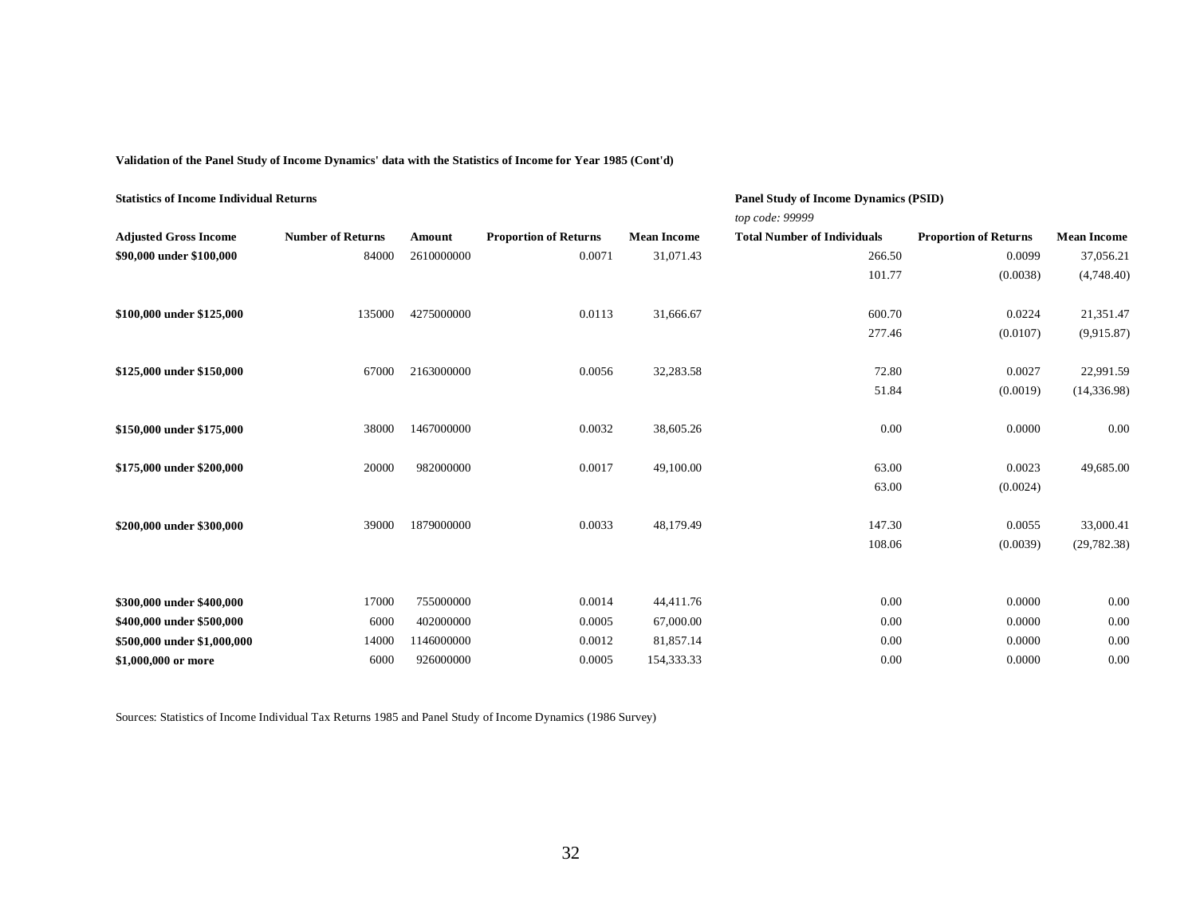**Validation of the Panel Study of Income Dynamics' data with the Statistics of Income for Year 1985 (Cont'd)**

| **Statistics of Income Individual Returns** | | | | | **Panel Study of Income Dynamics (PSID)** | | |
|---|---|---|---|---|---|---|---|
| | | | | | *top code: 99999* | | |
| **Adjusted Gross Income** | **Number of Returns** | **Amount** | **Proportion of Returns** | **Mean Income** | **Total Number of Individuals** | **Proportion of Returns** | **Mean Income** |
| **$90,000 under $100,000** | 84000 | 2610000000 | 0.0071 | 31,071.43 | 266.50 | 0.0099 | 37,056.21 |
| | | | | | 101.77 | (0.0038) | (4,748.40) |
| **$100,000 under $125,000** | 135000 | 4275000000 | 0.0113 | 31,666.67 | 600.70 | 0.0224 | 21,351.47 |
| | | | | | 277.46 | (0.0107) | (9,915.87) |
| **$125,000 under $150,000** | 67000 | 2163000000 | 0.0056 | 32,283.58 | 72.80 | 0.0027 | 22,991.59 |
| | | | | | 51.84 | (0.0019) | (14,336.98) |
| **$150,000 under $175,000** | 38000 | 1467000000 | 0.0032 | 38,605.26 | 0.00 | 0.0000 | 0.00 |
| **$175,000 under $200,000** | 20000 | 982000000 | 0.0017 | 49,100.00 | 63.00 | 0.0023 | 49,685.00 |
| | | | | | 63.00 | (0.0024) | |
| **$200,000 under $300,000** | 39000 | 1879000000 | 0.0033 | 48,179.49 | 147.30 | 0.0055 | 33,000.41 |
| | | | | | 108.06 | (0.0039) | (29,782.38) |
| **$300,000 under $400,000** | 17000 | 755000000 | 0.0014 | 44,411.76 | 0.00 | 0.0000 | 0.00 |
| **$400,000 under $500,000** | 6000 | 402000000 | 0.0005 | 67,000.00 | 0.00 | 0.0000 | 0.00 |
| **$500,000 under $1,000,000** | 14000 | 1146000000 | 0.0012 | 81,857.14 | 0.00 | 0.0000 | 0.00 |
| **$1,000,000 or more** | 6000 | 926000000 | 0.0005 | 154,333.33 | 0.00 | 0.0000 | 0.00 |

Sources: Statistics of Income Individual Tax Returns 1985 and Panel Study of Income Dynamics (1986 Survey)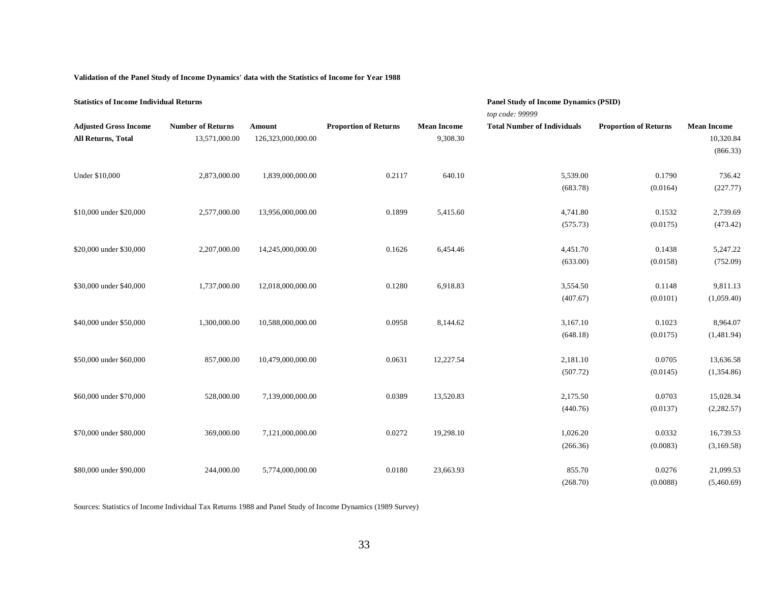**Validation of the Panel Study of Income Dynamics' data with the Statistics of Income for Year 1988**

| **Statistics of Income Individual Returns** | | | | | **Panel Study of Income Dynamics (PSID)** *top code: 99999* | | |
|---|---|---|---|---|---|---|---|
| **Adjusted Gross Income** | **Number of Returns** | **Amount** | **Proportion of Returns** | **Mean Income** | **Total Number of Individuals** | **Proportion of Returns** | **Mean Income** |
| **All Returns, Total** | 13,571,000.00 | 126,323,000,000.00 | | 9,308.30 | | | 10,320.84 |
| | | | | | | | (866.33) |
| Under $10,000 | 2,873,000.00 | 1,839,000,000.00 | 0.2117 | 640.10 | 5,539.00 | 0.1790 | 736.42 |
| | | | | | (683.78) | (0.0164) | (227.77) |
| $10,000 under $20,000 | 2,577,000.00 | 13,956,000,000.00 | 0.1899 | 5,415.60 | 4,741.80 | 0.1532 | 2,739.69 |
| | | | | | (575.73) | (0.0175) | (473.42) |
| $20,000 under $30,000 | 2,207,000.00 | 14,245,000,000.00 | 0.1626 | 6,454.46 | 4,451.70 | 0.1438 | 5,247.22 |
| | | | | | (633.00) | (0.0158) | (752.09) |
| $30,000 under $40,000 | 1,737,000.00 | 12,018,000,000.00 | 0.1280 | 6,918.83 | 3,554.50 | 0.1148 | 9,811.13 |
| | | | | | (407.67) | (0.0101) | (1,059.40) |
| $40,000 under $50,000 | 1,300,000.00 | 10,588,000,000.00 | 0.0958 | 8,144.62 | 3,167.10 | 0.1023 | 8,964.07 |
| | | | | | (648.18) | (0.0175) | (1,481.94) |
| $50,000 under $60,000 | 857,000.00 | 10,479,000,000.00 | 0.0631 | 12,227.54 | 2,181.10 | 0.0705 | 13,636.58 |
| | | | | | (507.72) | (0.0145) | (1,354.86) |
| $60,000 under $70,000 | 528,000.00 | 7,139,000,000.00 | 0.0389 | 13,520.83 | 2,175.50 | 0.0703 | 15,028.34 |
| | | | | | (440.76) | (0.0137) | (2,282.57) |
| $70,000 under $80,000 | 369,000.00 | 7,121,000,000.00 | 0.0272 | 19,298.10 | 1,026.20 | 0.0332 | 16,739.53 |
| | | | | | (266.36) | (0.0083) | (3,169.58) |
| $80,000 under $90,000 | 244,000.00 | 5,774,000,000.00 | 0.0180 | 23,663.93 | 855.70 | 0.0276 | 21,099.53 |
| | | | | | (268.70) | (0.0088) | (5,460.69) |

Sources: Statistics of Income Individual Tax Returns 1988 and Panel Study of Income Dynamics (1989 Survey)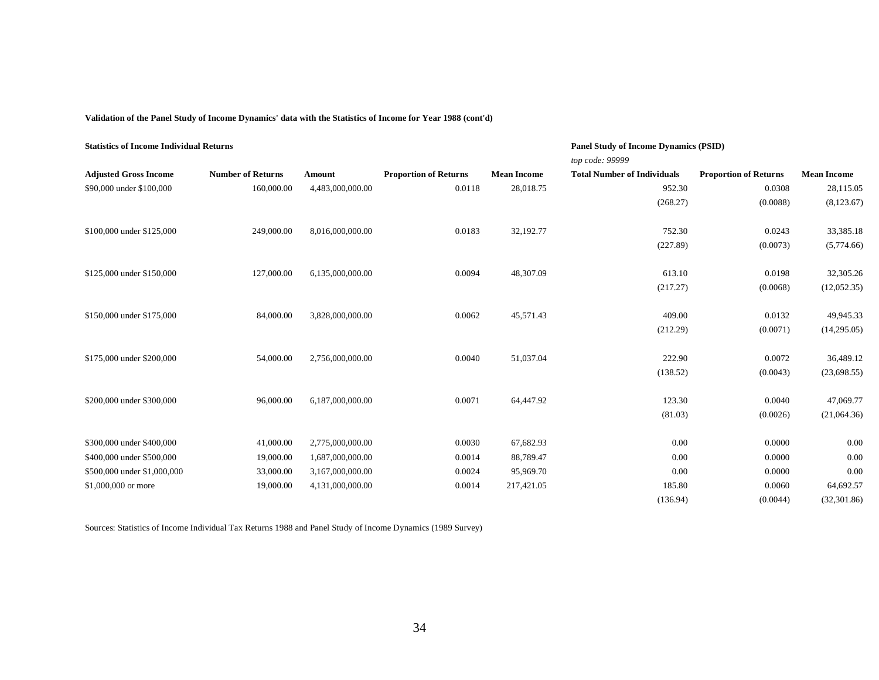**Validation of the Panel Study of Income Dynamics' data with the Statistics of Income for Year 1988 (cont'd)**

| **Statistics of Income Individual Returns** | | | | | **Panel Study of Income Dynamics (PSID)** *top code: 99999* | | |
|---|---|---|---|---|---|---|---|
| **Adjusted Gross Income** | **Number of Returns** | **Amount** | **Proportion of Returns** | **Mean Income** | **Total Number of Individuals** | **Proportion of Returns** | **Mean Income** |
| $90,000 under $100,000 | 160,000.00 | 4,483,000,000.00 | 0.0118 | 28,018.75 | 952.30 | 0.0308 | 28,115.05 |
| | | | | | (268.27) | (0.0088) | (8,123.67) |
| $100,000 under $125,000 | 249,000.00 | 8,016,000,000.00 | 0.0183 | 32,192.77 | 752.30 | 0.0243 | 33,385.18 |
| | | | | | (227.89) | (0.0073) | (5,774.66) |
| $125,000 under $150,000 | 127,000.00 | 6,135,000,000.00 | 0.0094 | 48,307.09 | 613.10 | 0.0198 | 32,305.26 |
| | | | | | (217.27) | (0.0068) | (12,052.35) |
| $150,000 under $175,000 | 84,000.00 | 3,828,000,000.00 | 0.0062 | 45,571.43 | 409.00 | 0.0132 | 49,945.33 |
| | | | | | (212.29) | (0.0071) | (14,295.05) |
| $175,000 under $200,000 | 54,000.00 | 2,756,000,000.00 | 0.0040 | 51,037.04 | 222.90 | 0.0072 | 36,489.12 |
| | | | | | (138.52) | (0.0043) | (23,698.55) |
| $200,000 under $300,000 | 96,000.00 | 6,187,000,000.00 | 0.0071 | 64,447.92 | 123.30 | 0.0040 | 47,069.77 |
| | | | | | (81.03) | (0.0026) | (21,064.36) |
| $300,000 under $400,000 | 41,000.00 | 2,775,000,000.00 | 0.0030 | 67,682.93 | 0.00 | 0.0000 | 0.00 |
| $400,000 under $500,000 | 19,000.00 | 1,687,000,000.00 | 0.0014 | 88,789.47 | 0.00 | 0.0000 | 0.00 |
| $500,000 under $1,000,000 | 33,000.00 | 3,167,000,000.00 | 0.0024 | 95,969.70 | 0.00 | 0.0000 | 0.00 |
| $1,000,000 or more | 19,000.00 | 4,131,000,000.00 | 0.0014 | 217,421.05 | 185.80 | 0.0060 | 64,692.57 |
| | | | | | (136.94) | (0.0044) | (32,301.86) |

Sources: Statistics of Income Individual Tax Returns 1988 and Panel Study of Income Dynamics (1989 Survey)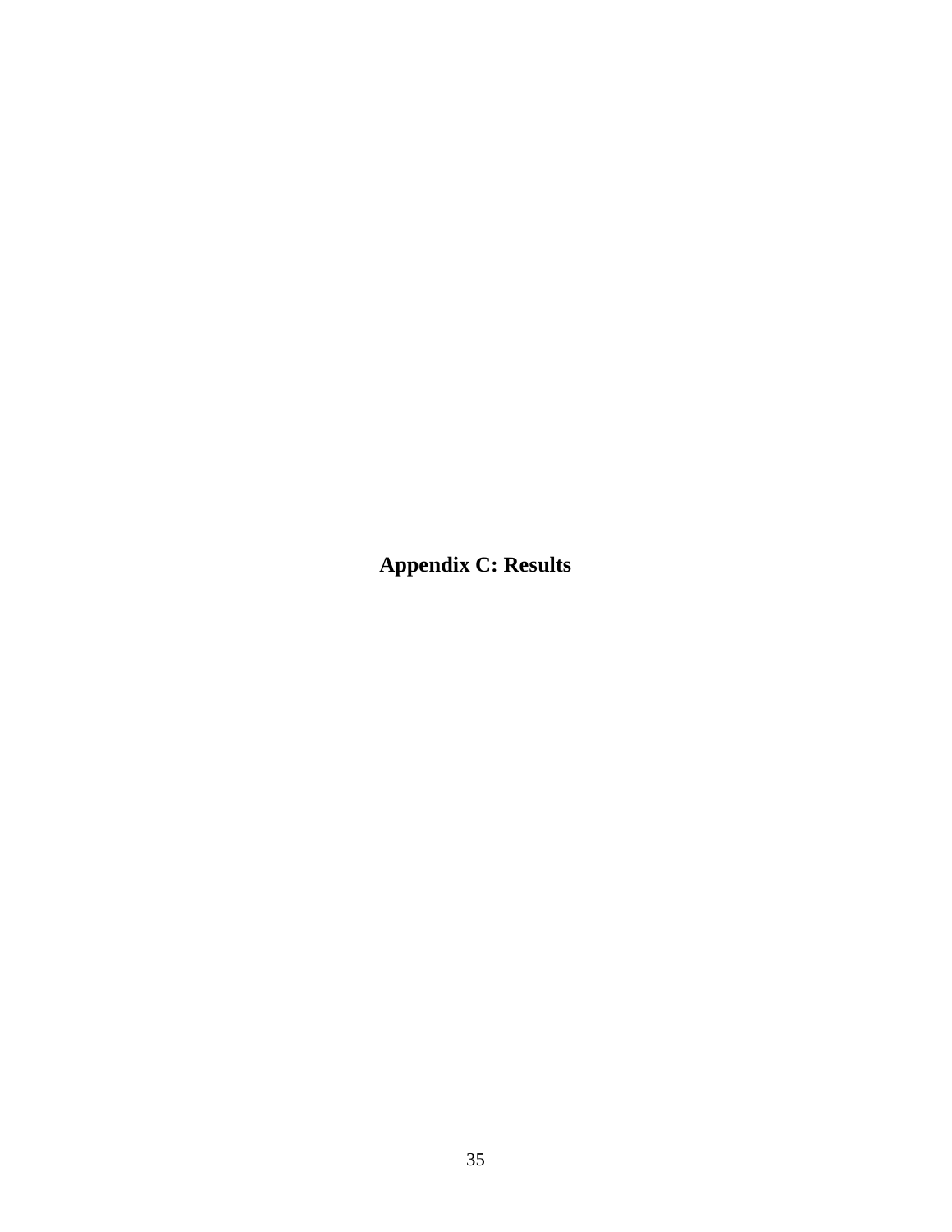# Appendix C: Results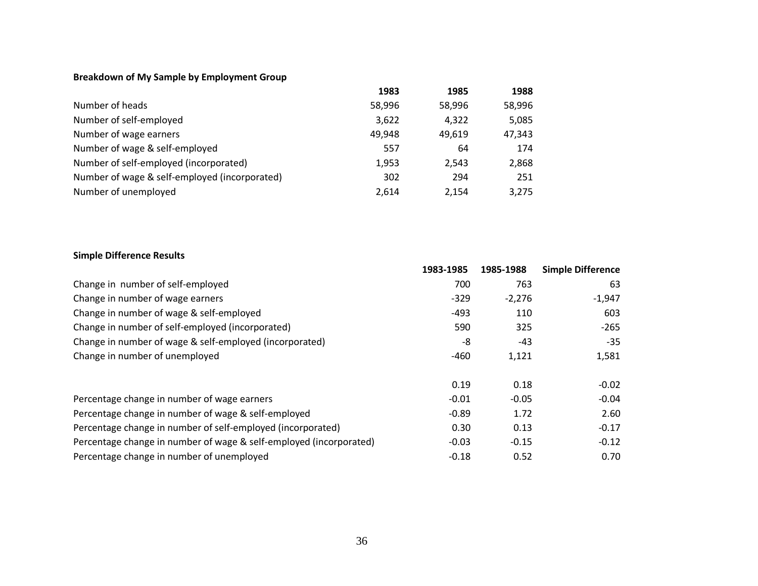**Breakdown of My Sample by Employment Group**

| | 1983 | 1985 | 1988 |
|---|---|---|---|
| Number of heads | 58,996 | 58,996 | 58,996 |
| Number of self-employed | 3,622 | 4,322 | 5,085 |
| Number of wage earners | 49,948 | 49,619 | 47,343 |
| Number of wage & self-employed | 557 | 64 | 174 |
| Number of self-employed (incorporated) | 1,953 | 2,543 | 2,868 |
| Number of wage & self-employed (incorporated) | 302 | 294 | 251 |
| Number of unemployed | 2,614 | 2,154 | 3,275 |

**Simple Difference Results**

| | 1983-1985 | 1985-1988 | Simple Difference |
|---|---|---|---|
| Change in number of self-employed | 700 | 763 | 63 |
| Change in number of wage earners | -329 | -2,276 | -1,947 |
| Change in number of wage & self-employed | -493 | 110 | 603 |
| Change in number of self-employed (incorporated) | 590 | 325 | -265 |
| Change in number of wage & self-employed (incorporated) | -8 | -43 | -35 |
| Change in number of unemployed | -460 | 1,121 | 1,581 |
| | | | |
| | 0.19 | 0.18 | -0.02 |
| Percentage change in number of wage earners | -0.01 | -0.05 | -0.04 |
| Percentage change in number of wage & self-employed | -0.89 | 1.72 | 2.60 |
| Percentage change in number of self-employed (incorporated) | 0.30 | 0.13 | -0.17 |
| Percentage change in number of wage & self-employed (incorporated) | -0.03 | -0.15 | -0.12 |
| Percentage change in number of unemployed | -0.18 | 0.52 | 0.70 |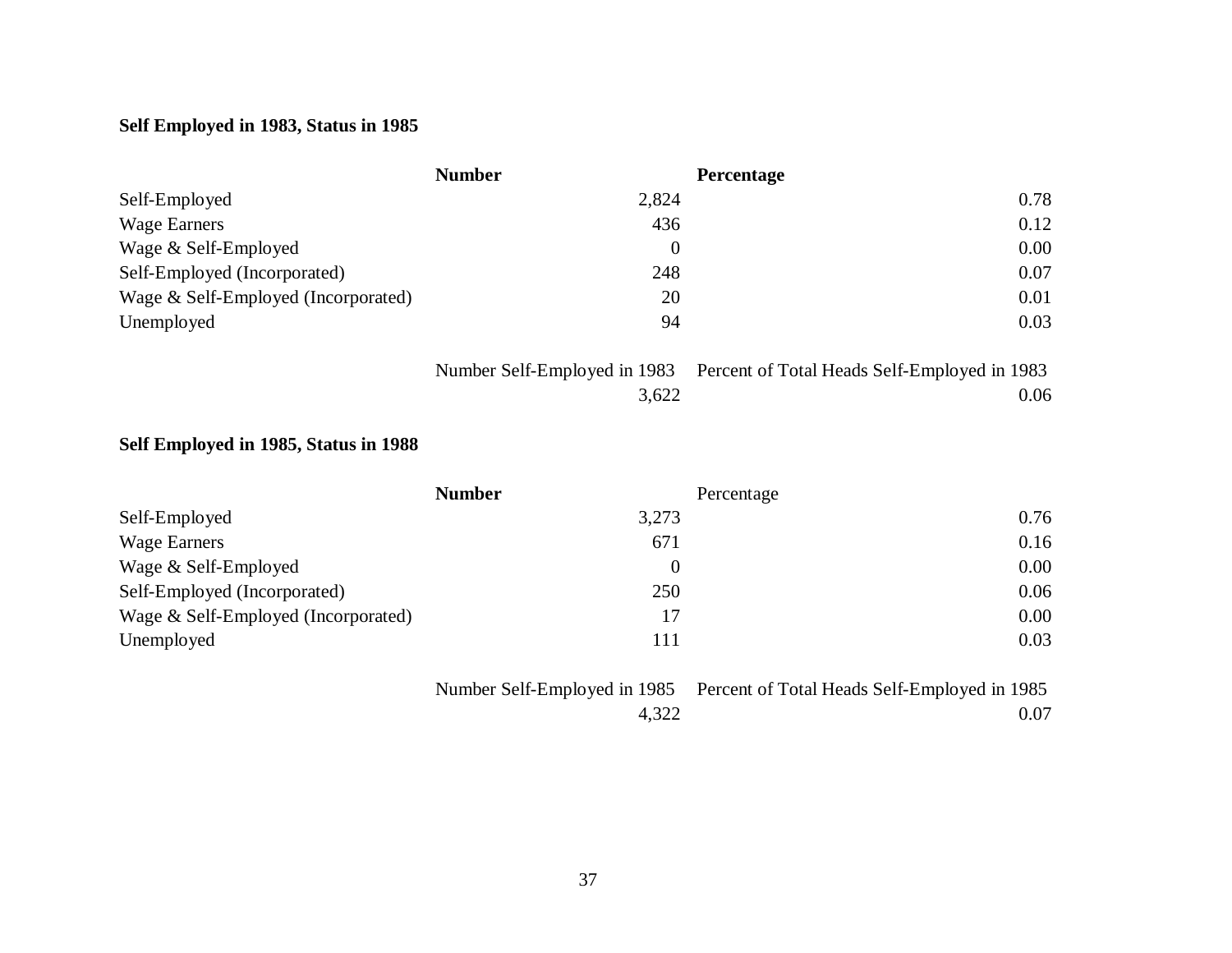**Self Employed in 1983, Status in 1985**

| | Number | Percentage |
|---|---|---|
| Self-Employed | 2,824 | 0.78 |
| Wage Earners | 436 | 0.12 |
| Wage & Self-Employed | 0 | 0.00 |
| Self-Employed (Incorporated) | 248 | 0.07 |
| Wage & Self-Employed (Incorporated) | 20 | 0.01 |
| Unemployed | 94 | 0.03 |
| | Number Self-Employed in 1983 | Percent of Total Heads Self-Employed in 1983 |
| | 3,622 | 0.06 |

**Self Employed in 1985, Status in 1988**

| | Number | Percentage |
|---|---|---|
| Self-Employed | 3,273 | 0.76 |
| Wage Earners | 671 | 0.16 |
| Wage & Self-Employed | 0 | 0.00 |
| Self-Employed (Incorporated) | 250 | 0.06 |
| Wage & Self-Employed (Incorporated) | 17 | 0.00 |
| Unemployed | 111 | 0.03 |
| | Number Self-Employed in 1985 | Percent of Total Heads Self-Employed in 1985 |
| | 4,322 | 0.07 |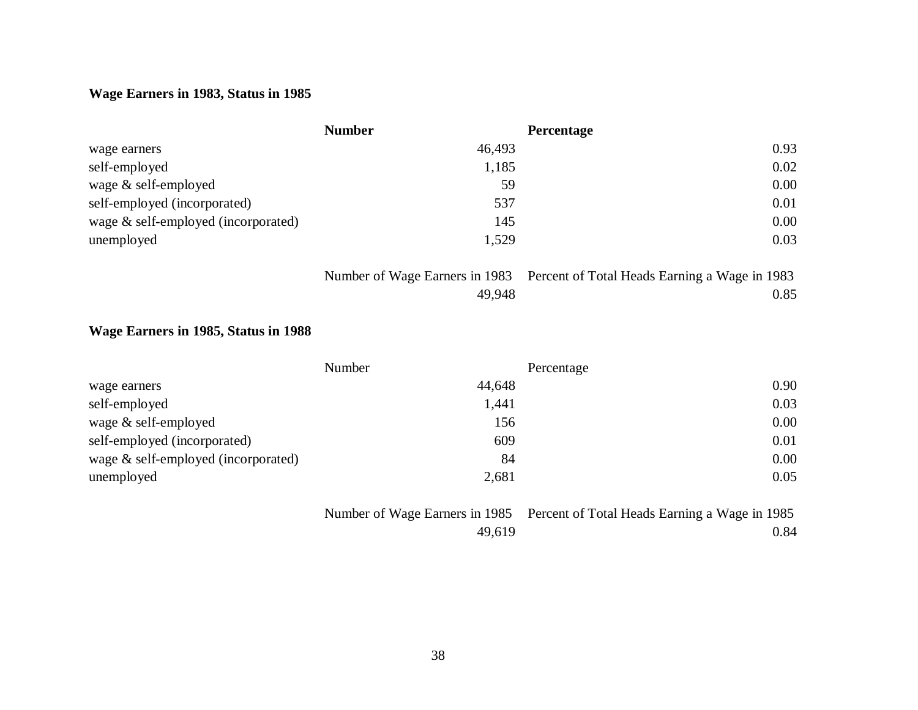**Wage Earners in 1983, Status in 1985**

| | Number | Percentage |
|---|---|---|
| wage earners | 46,493 | 0.93 |
| self-employed | 1,185 | 0.02 |
| wage & self-employed | 59 | 0.00 |
| self-employed (incorporated) | 537 | 0.01 |
| wage & self-employed (incorporated) | 145 | 0.00 |
| unemployed | 1,529 | 0.03 |
| | Number of Wage Earners in 1983 | Percent of Total Heads Earning a Wage in 1983 |
| | 49,948 | 0.85 |

**Wage Earners in 1985, Status in 1988**

| | Number | Percentage |
|---|---|---|
| wage earners | 44,648 | 0.90 |
| self-employed | 1,441 | 0.03 |
| wage & self-employed | 156 | 0.00 |
| self-employed (incorporated) | 609 | 0.01 |
| wage & self-employed (incorporated) | 84 | 0.00 |
| unemployed | 2,681 | 0.05 |
| | Number of Wage Earners in 1985 | Percent of Total Heads Earning a Wage in 1985 |
| | 49,619 | 0.84 |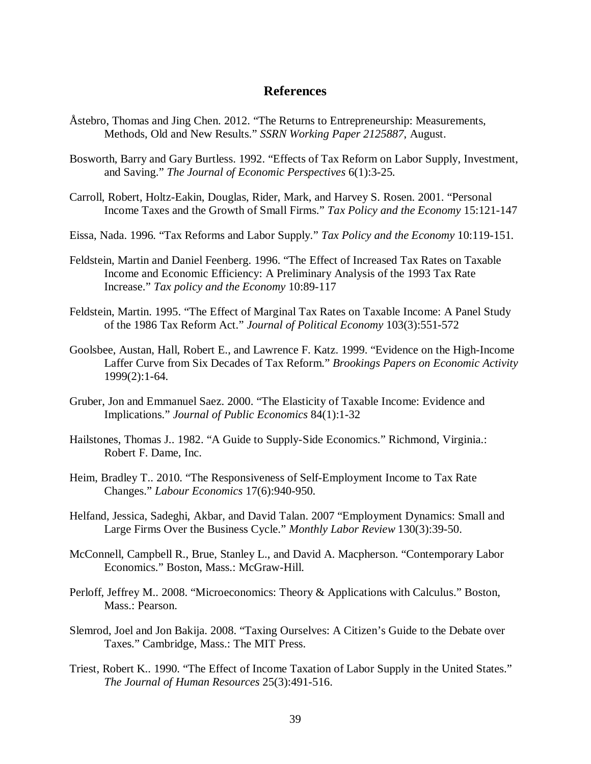# References

Åstebro, Thomas and Jing Chen. 2012. "The Returns to Entrepreneurship: Measurements, Methods, Old and New Results." *SSRN Working Paper 2125887*, August.

Bosworth, Barry and Gary Burtless. 1992. "Effects of Tax Reform on Labor Supply, Investment, and Saving." *The Journal of Economic Perspectives* 6(1):3-25.

Carroll, Robert, Holtz-Eakin, Douglas, Rider, Mark, and Harvey S. Rosen. 2001. "Personal Income Taxes and the Growth of Small Firms." *Tax Policy and the Economy* 15:121-147

Eissa, Nada. 1996. "Tax Reforms and Labor Supply." *Tax Policy and the Economy* 10:119-151.

Feldstein, Martin and Daniel Feenberg. 1996. "The Effect of Increased Tax Rates on Taxable Income and Economic Efficiency: A Preliminary Analysis of the 1993 Tax Rate Increase." *Tax policy and the Economy* 10:89-117

Feldstein, Martin. 1995. "The Effect of Marginal Tax Rates on Taxable Income: A Panel Study of the 1986 Tax Reform Act." *Journal of Political Economy* 103(3):551-572

Goolsbee, Austan, Hall, Robert E., and Lawrence F. Katz. 1999. "Evidence on the High-Income Laffer Curve from Six Decades of Tax Reform." *Brookings Papers on Economic Activity* 1999(2):1-64.

Gruber, Jon and Emmanuel Saez. 2000. "The Elasticity of Taxable Income: Evidence and Implications." *Journal of Public Economics* 84(1):1-32

Hailstones, Thomas J.. 1982. "A Guide to Supply-Side Economics." Richmond, Virginia.: Robert F. Dame, Inc.

Heim, Bradley T.. 2010. "The Responsiveness of Self-Employment Income to Tax Rate Changes." *Labour Economics* 17(6):940-950.

Helfand, Jessica, Sadeghi, Akbar, and David Talan. 2007 "Employment Dynamics: Small and Large Firms Over the Business Cycle." *Monthly Labor Review* 130(3):39-50.

McConnell, Campbell R., Brue, Stanley L., and David A. Macpherson. "Contemporary Labor Economics." Boston, Mass.: McGraw-Hill.

Perloff, Jeffrey M.. 2008. "Microeconomics: Theory & Applications with Calculus." Boston, Mass.: Pearson.

Slemrod, Joel and Jon Bakija. 2008. "Taxing Ourselves: A Citizen's Guide to the Debate over Taxes." Cambridge, Mass.: The MIT Press.

Triest, Robert K.. 1990. "The Effect of Income Taxation of Labor Supply in the United States." *The Journal of Human Resources* 25(3):491-516.